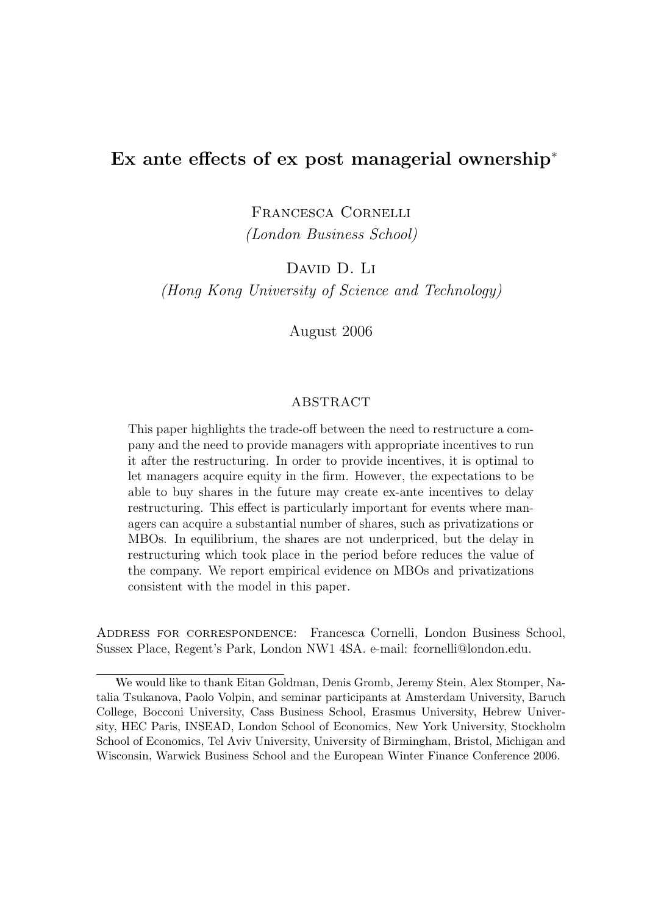# Ex ante effects of ex post managerial ownership*

Francesca Cornelli
*(London Business School)*

David D. Li
*(Hong Kong University of Science and Technology)*

August 2006

## ABSTRACT

This paper highlights the trade-off between the need to restructure a company and the need to provide managers with appropriate incentives to run it after the restructuring. In order to provide incentives, it is optimal to let managers acquire equity in the firm. However, the expectations to be able to buy shares in the future may create ex-ante incentives to delay restructuring. This effect is particularly important for events where managers can acquire a substantial number of shares, such as privatizations or MBOs. In equilibrium, the shares are not underpriced, but the delay in restructuring which took place in the period before reduces the value of the company. We report empirical evidence on MBOs and privatizations consistent with the model in this paper.

Address for correspondence: Francesca Cornelli, London Business School, Sussex Place, Regent's Park, London NW1 4SA. e-mail: fcornelli@london.edu.

---

*We would like to thank Eitan Goldman, Denis Gromb, Jeremy Stein, Alex Stomper, Natalia Tsukanova, Paolo Volpin, and seminar participants at Amsterdam University, Baruch College, Bocconi University, Cass Business School, Erasmus University, Hebrew University, HEC Paris, INSEAD, London School of Economics, New York University, Stockholm School of Economics, Tel Aviv University, University of Birmingham, Bristol, Michigan and Wisconsin, Warwick Business School and the European Winter Finance Conference 2006.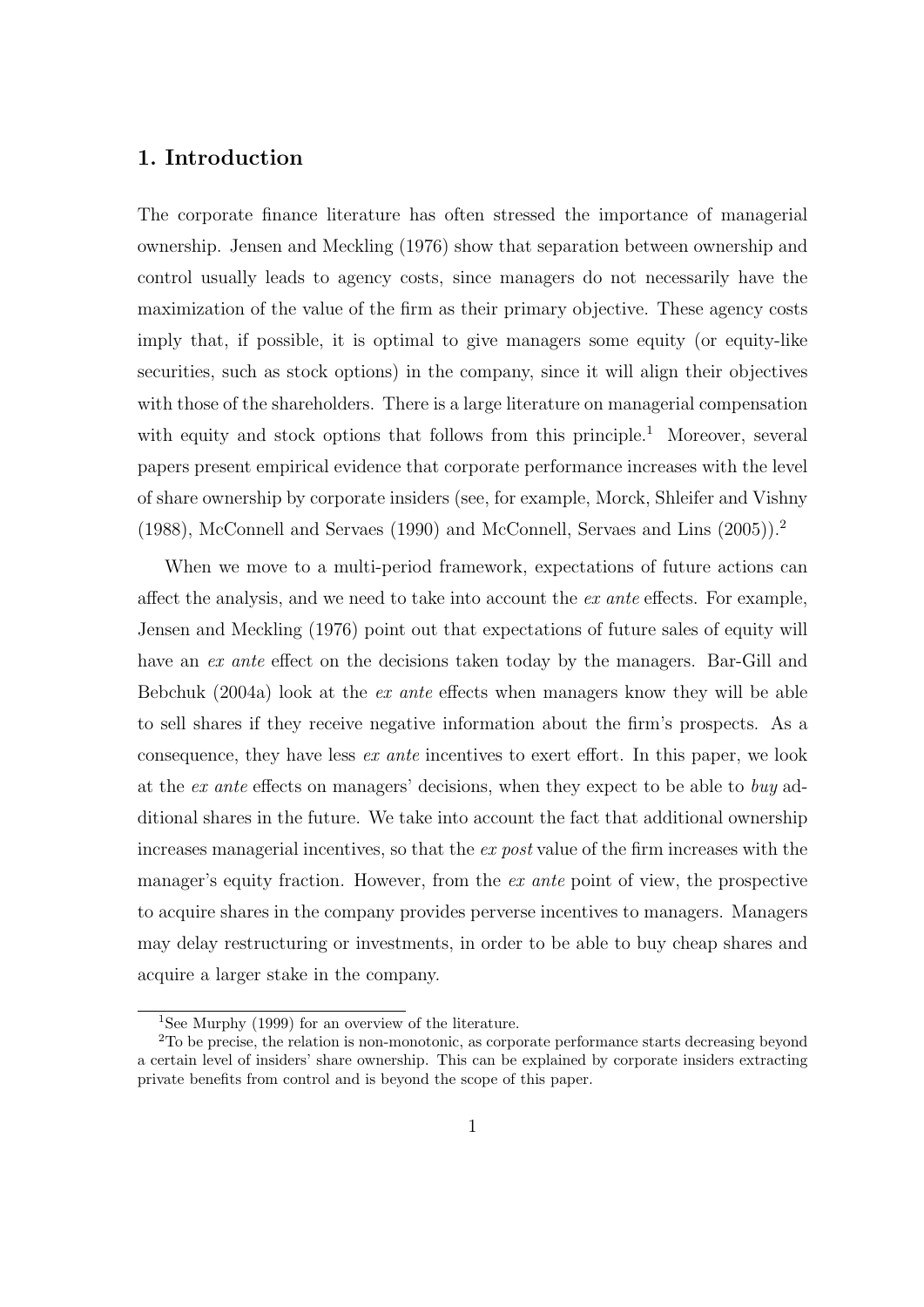## 1. Introduction

The corporate finance literature has often stressed the importance of managerial ownership. Jensen and Meckling (1976) show that separation between ownership and control usually leads to agency costs, since managers do not necessarily have the maximization of the value of the firm as their primary objective. These agency costs imply that, if possible, it is optimal to give managers some equity (or equity-like securities, such as stock options) in the company, since it will align their objectives with those of the shareholders. There is a large literature on managerial compensation with equity and stock options that follows from this principle.[1] Moreover, several papers present empirical evidence that corporate performance increases with the level of share ownership by corporate insiders (see, for example, Morck, Shleifer and Vishny (1988), McConnell and Servaes (1990) and McConnell, Servaes and Lins (2005)).[2]

When we move to a multi-period framework, expectations of future actions can affect the analysis, and we need to take into account the *ex ante* effects. For example, Jensen and Meckling (1976) point out that expectations of future sales of equity will have an *ex ante* effect on the decisions taken today by the managers. Bar-Gill and Bebchuk (2004a) look at the *ex ante* effects when managers know they will be able to sell shares if they receive negative information about the firm's prospects. As a consequence, they have less *ex ante* incentives to exert effort. In this paper, we look at the *ex ante* effects on managers' decisions, when they expect to be able to *buy* additional shares in the future. We take into account the fact that additional ownership increases managerial incentives, so that the *ex post* value of the firm increases with the manager's equity fraction. However, from the *ex ante* point of view, the prospective to acquire shares in the company provides perverse incentives to managers. Managers may delay restructuring or investments, in order to be able to buy cheap shares and acquire a larger stake in the company.

[1] See Murphy (1999) for an overview of the literature.

[2] To be precise, the relation is non-monotonic, as corporate performance starts decreasing beyond a certain level of insiders' share ownership. This can be explained by corporate insiders extracting private benefits from control and is beyond the scope of this paper.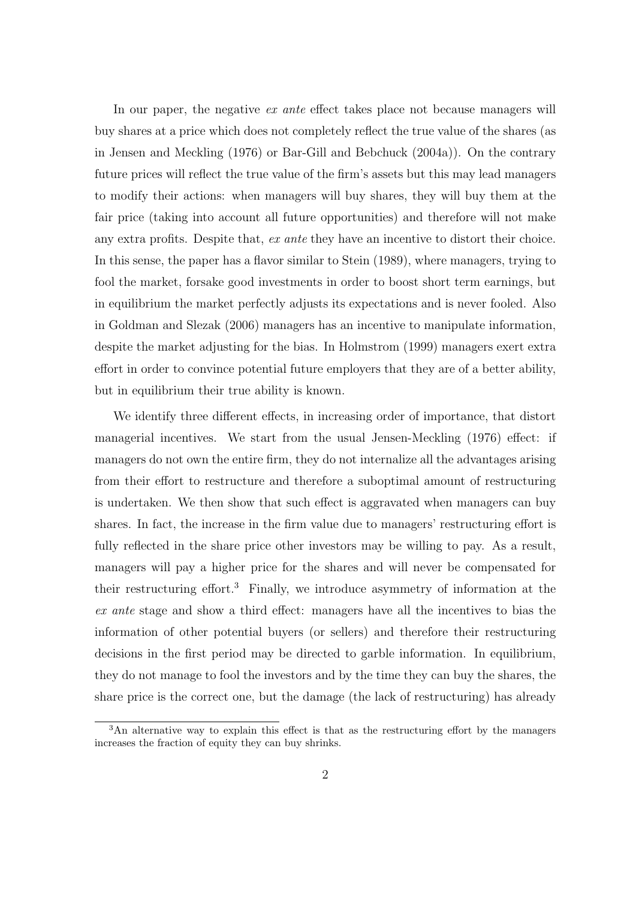In our paper, the negative *ex ante* effect takes place not because managers will buy shares at a price which does not completely reflect the true value of the shares (as in Jensen and Meckling (1976) or Bar-Gill and Bebchuck (2004a)). On the contrary future prices will reflect the true value of the firm's assets but this may lead managers to modify their actions: when managers will buy shares, they will buy them at the fair price (taking into account all future opportunities) and therefore will not make any extra profits. Despite that, *ex ante* they have an incentive to distort their choice. In this sense, the paper has a flavor similar to Stein (1989), where managers, trying to fool the market, forsake good investments in order to boost short term earnings, but in equilibrium the market perfectly adjusts its expectations and is never fooled. Also in Goldman and Slezak (2006) managers has an incentive to manipulate information, despite the market adjusting for the bias. In Holmstrom (1999) managers exert extra effort in order to convince potential future employers that they are of a better ability, but in equilibrium their true ability is known.

We identify three different effects, in increasing order of importance, that distort managerial incentives. We start from the usual Jensen-Meckling (1976) effect: if managers do not own the entire firm, they do not internalize all the advantages arising from their effort to restructure and therefore a suboptimal amount of restructuring is undertaken. We then show that such effect is aggravated when managers can buy shares. In fact, the increase in the firm value due to managers' restructuring effort is fully reflected in the share price other investors may be willing to pay. As a result, managers will pay a higher price for the shares and will never be compensated for their restructuring effort.[3] Finally, we introduce asymmetry of information at the *ex ante* stage and show a third effect: managers have all the incentives to bias the information of other potential buyers (or sellers) and therefore their restructuring decisions in the first period may be directed to garble information. In equilibrium, they do not manage to fool the investors and by the time they can buy the shares, the share price is the correct one, but the damage (the lack of restructuring) has already

[3]An alternative way to explain this effect is that as the restructuring effort by the managers increases the fraction of equity they can buy shrinks.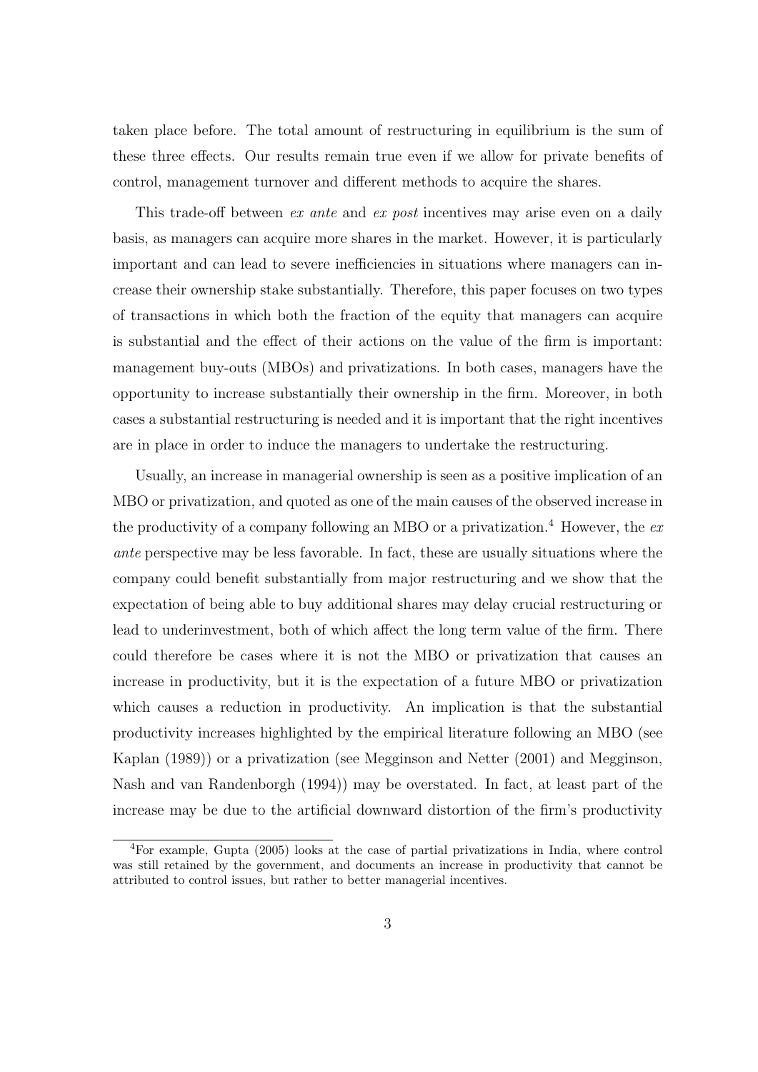taken place before. The total amount of restructuring in equilibrium is the sum of these three effects. Our results remain true even if we allow for private benefits of control, management turnover and different methods to acquire the shares.

This trade-off between *ex ante* and *ex post* incentives may arise even on a daily basis, as managers can acquire more shares in the market. However, it is particularly important and can lead to severe inefficiencies in situations where managers can increase their ownership stake substantially. Therefore, this paper focuses on two types of transactions in which both the fraction of the equity that managers can acquire is substantial and the effect of their actions on the value of the firm is important: management buy-outs (MBOs) and privatizations. In both cases, managers have the opportunity to increase substantially their ownership in the firm. Moreover, in both cases a substantial restructuring is needed and it is important that the right incentives are in place in order to induce the managers to undertake the restructuring.

Usually, an increase in managerial ownership is seen as a positive implication of an MBO or privatization, and quoted as one of the main causes of the observed increase in the productivity of a company following an MBO or a privatization.[4] However, the *ex ante* perspective may be less favorable. In fact, these are usually situations where the company could benefit substantially from major restructuring and we show that the expectation of being able to buy additional shares may delay crucial restructuring or lead to underinvestment, both of which affect the long term value of the firm. There could therefore be cases where it is not the MBO or privatization that causes an increase in productivity, but it is the expectation of a future MBO or privatization which causes a reduction in productivity. An implication is that the substantial productivity increases highlighted by the empirical literature following an MBO (see Kaplan (1989)) or a privatization (see Megginson and Netter (2001) and Megginson, Nash and van Randenborgh (1994)) may be overstated. In fact, at least part of the increase may be due to the artificial downward distortion of the firm's productivity

[4] For example, Gupta (2005) looks at the case of partial privatizations in India, where control was still retained by the government, and documents an increase in productivity that cannot be attributed to control issues, but rather to better managerial incentives.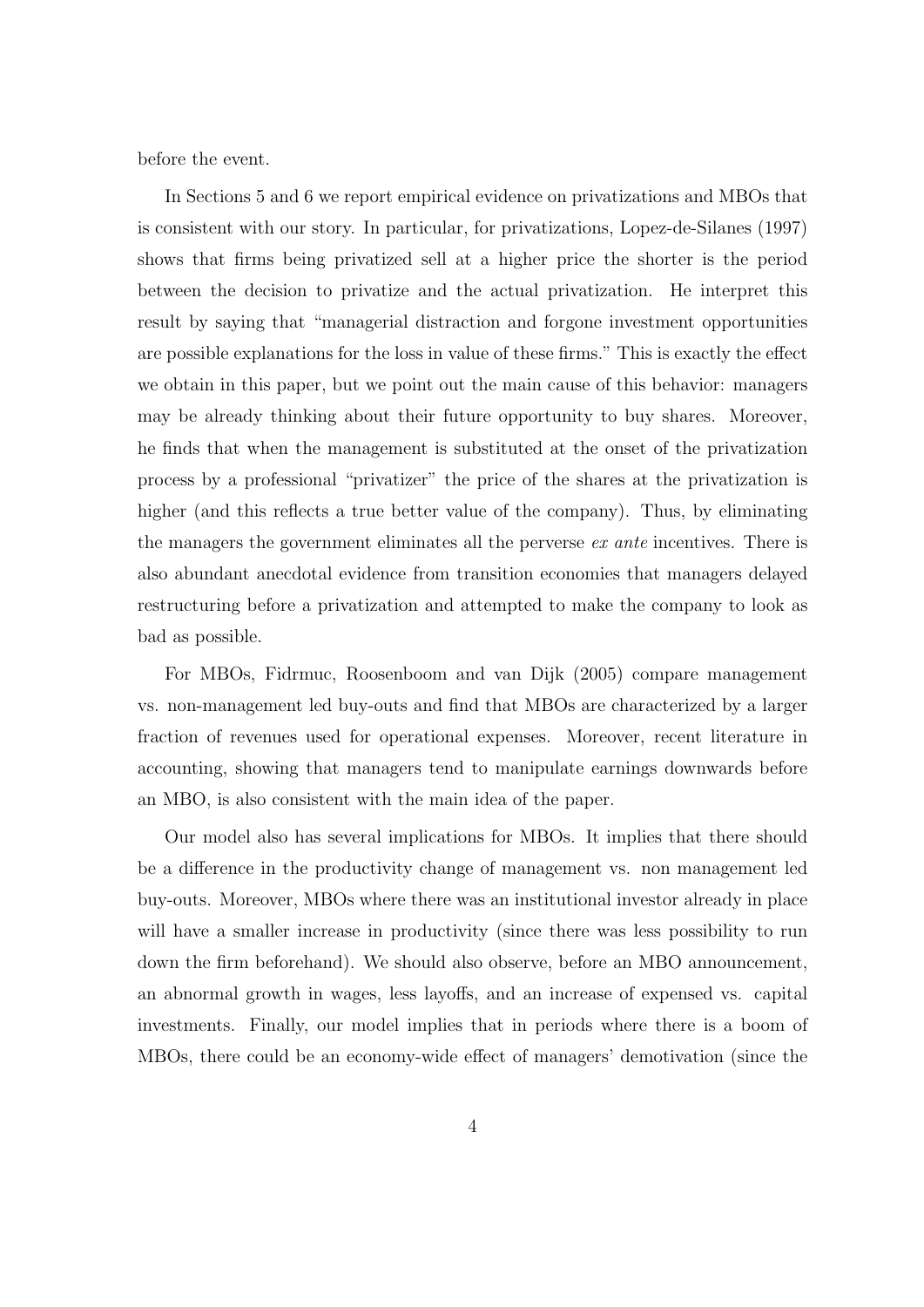before the event.

In Sections 5 and 6 we report empirical evidence on privatizations and MBOs that is consistent with our story. In particular, for privatizations, Lopez-de-Silanes (1997) shows that firms being privatized sell at a higher price the shorter is the period between the decision to privatize and the actual privatization. He interpret this result by saying that "managerial distraction and forgone investment opportunities are possible explanations for the loss in value of these firms." This is exactly the effect we obtain in this paper, but we point out the main cause of this behavior: managers may be already thinking about their future opportunity to buy shares. Moreover, he finds that when the management is substituted at the onset of the privatization process by a professional "privatizer" the price of the shares at the privatization is higher (and this reflects a true better value of the company). Thus, by eliminating the managers the government eliminates all the perverse *ex ante* incentives. There is also abundant anecdotal evidence from transition economies that managers delayed restructuring before a privatization and attempted to make the company to look as bad as possible.

For MBOs, Fidrmuc, Roosenboom and van Dijk (2005) compare management vs. non-management led buy-outs and find that MBOs are characterized by a larger fraction of revenues used for operational expenses. Moreover, recent literature in accounting, showing that managers tend to manipulate earnings downwards before an MBO, is also consistent with the main idea of the paper.

Our model also has several implications for MBOs. It implies that there should be a difference in the productivity change of management vs. non management led buy-outs. Moreover, MBOs where there was an institutional investor already in place will have a smaller increase in productivity (since there was less possibility to run down the firm beforehand). We should also observe, before an MBO announcement, an abnormal growth in wages, less layoffs, and an increase of expensed vs. capital investments. Finally, our model implies that in periods where there is a boom of MBOs, there could be an economy-wide effect of managers' demotivation (since the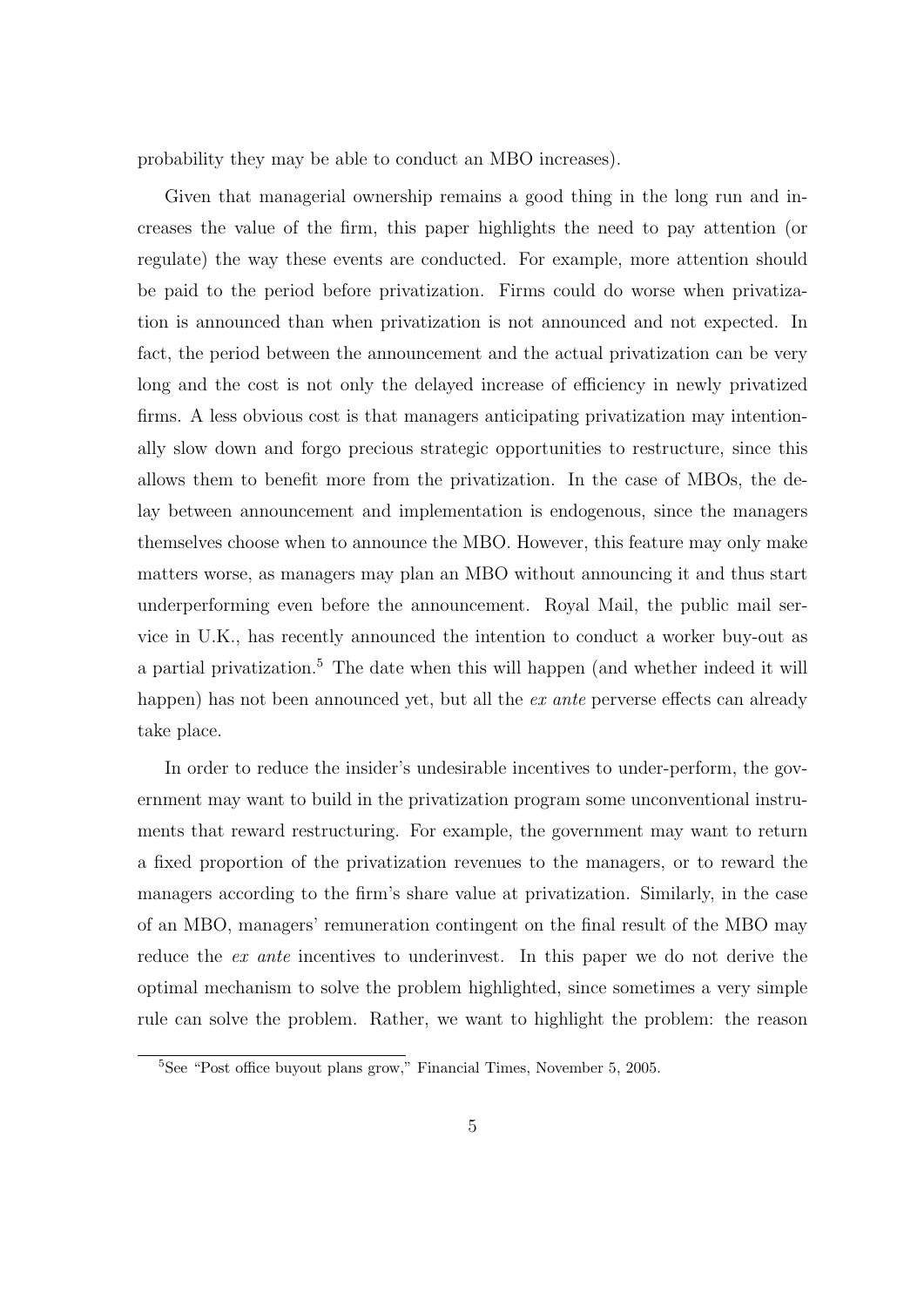probability they may be able to conduct an MBO increases).

Given that managerial ownership remains a good thing in the long run and increases the value of the firm, this paper highlights the need to pay attention (or regulate) the way these events are conducted. For example, more attention should be paid to the period before privatization. Firms could do worse when privatization is announced than when privatization is not announced and not expected. In fact, the period between the announcement and the actual privatization can be very long and the cost is not only the delayed increase of efficiency in newly privatized firms. A less obvious cost is that managers anticipating privatization may intentionally slow down and forgo precious strategic opportunities to restructure, since this allows them to benefit more from the privatization. In the case of MBOs, the delay between announcement and implementation is endogenous, since the managers themselves choose when to announce the MBO. However, this feature may only make matters worse, as managers may plan an MBO without announcing it and thus start underperforming even before the announcement. Royal Mail, the public mail service in U.K., has recently announced the intention to conduct a worker buy-out as a partial privatization.[5] The date when this will happen (and whether indeed it will happen) has not been announced yet, but all the *ex ante* perverse effects can already take place.

In order to reduce the insider's undesirable incentives to under-perform, the government may want to build in the privatization program some unconventional instruments that reward restructuring. For example, the government may want to return a fixed proportion of the privatization revenues to the managers, or to reward the managers according to the firm's share value at privatization. Similarly, in the case of an MBO, managers' remuneration contingent on the final result of the MBO may reduce the *ex ante* incentives to underinvest. In this paper we do not derive the optimal mechanism to solve the problem highlighted, since sometimes a very simple rule can solve the problem. Rather, we want to highlight the problem: the reason

[5] See "Post office buyout plans grow," Financial Times, November 5, 2005.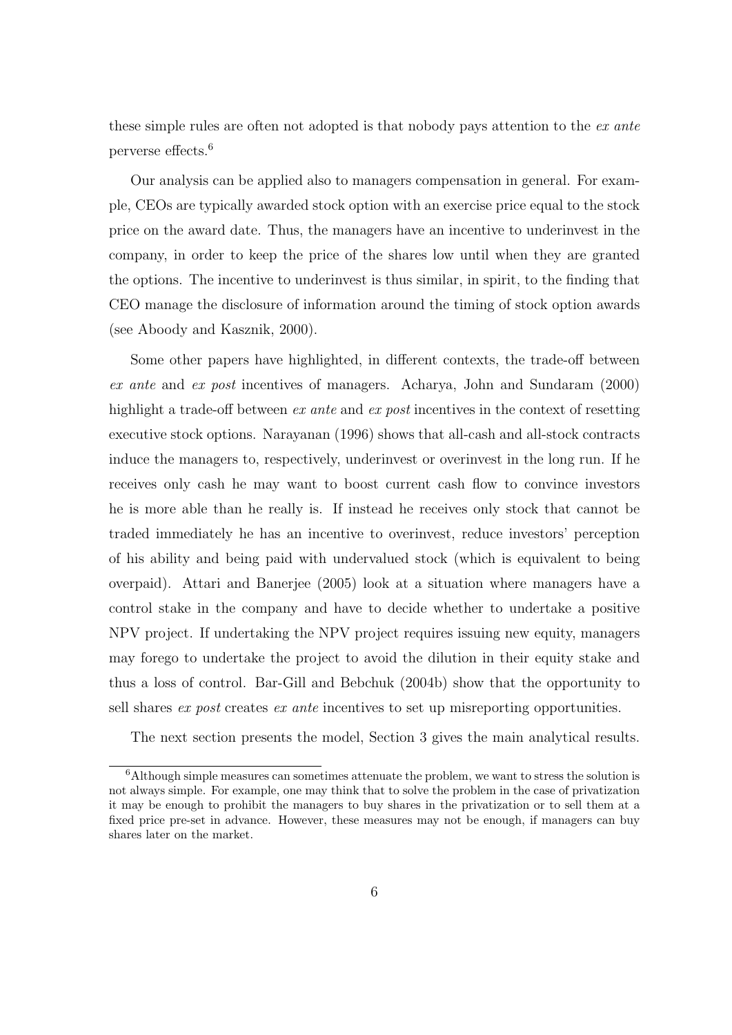these simple rules are often not adopted is that nobody pays attention to the *ex ante* perverse effects.[6]

Our analysis can be applied also to managers compensation in general. For example, CEOs are typically awarded stock option with an exercise price equal to the stock price on the award date. Thus, the managers have an incentive to underinvest in the company, in order to keep the price of the shares low until when they are granted the options. The incentive to underinvest is thus similar, in spirit, to the finding that CEO manage the disclosure of information around the timing of stock option awards (see Aboody and Kasznik, 2000).

Some other papers have highlighted, in different contexts, the trade-off between *ex ante* and *ex post* incentives of managers. Acharya, John and Sundaram (2000) highlight a trade-off between *ex ante* and *ex post* incentives in the context of resetting executive stock options. Narayanan (1996) shows that all-cash and all-stock contracts induce the managers to, respectively, underinvest or overinvest in the long run. If he receives only cash he may want to boost current cash flow to convince investors he is more able than he really is. If instead he receives only stock that cannot be traded immediately he has an incentive to overinvest, reduce investors' perception of his ability and being paid with undervalued stock (which is equivalent to being overpaid). Attari and Banerjee (2005) look at a situation where managers have a control stake in the company and have to decide whether to undertake a positive NPV project. If undertaking the NPV project requires issuing new equity, managers may forego to undertake the project to avoid the dilution in their equity stake and thus a loss of control. Bar-Gill and Bebchuk (2004b) show that the opportunity to sell shares *ex post* creates *ex ante* incentives to set up misreporting opportunities.

The next section presents the model, Section 3 gives the main analytical results.

[6] Although simple measures can sometimes attenuate the problem, we want to stress the solution is not always simple. For example, one may think that to solve the problem in the case of privatization it may be enough to prohibit the managers to buy shares in the privatization or to sell them at a fixed price pre-set in advance. However, these measures may not be enough, if managers can buy shares later on the market.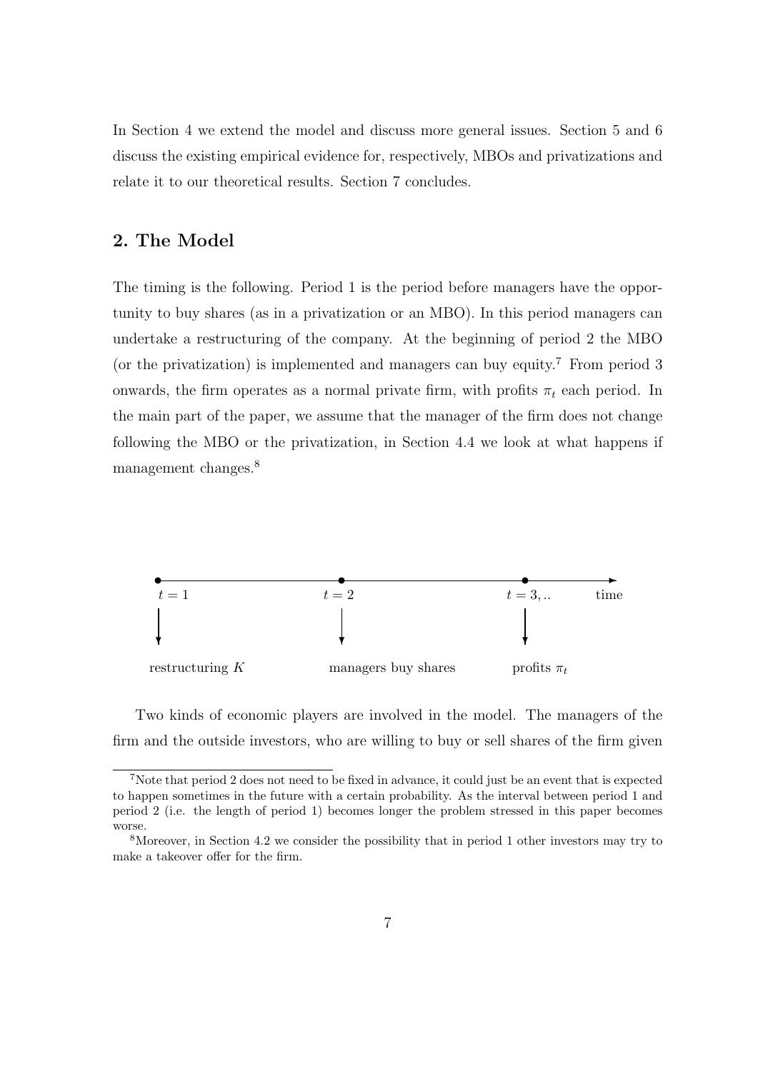In Section 4 we extend the model and discuss more general issues. Section 5 and 6 discuss the existing empirical evidence for, respectively, MBOs and privatizations and relate it to our theoretical results. Section 7 concludes.

## 2. The Model

The timing is the following. Period 1 is the period before managers have the opportunity to buy shares (as in a privatization or an MBO). In this period managers can undertake a restructuring of the company. At the beginning of period 2 the MBO (or the privatization) is implemented and managers can buy equity.[7] From period 3 onwards, the firm operates as a normal private firm, with profits $\pi_t$ each period. In the main part of the paper, we assume that the manager of the firm does not change following the MBO or the privatization, in Section 4.4 we look at what happens if management changes.[8]

$t = 1$ — restructuring $K$

$t = 2$ — managers buy shares

$t = 3, ..$ — profits $\pi_t$

Two kinds of economic players are involved in the model. The managers of the firm and the outside investors, who are willing to buy or sell shares of the firm given

---

[7] Note that period 2 does not need to be fixed in advance, it could just be an event that is expected to happen sometimes in the future with a certain probability. As the interval between period 1 and period 2 (i.e. the length of period 1) becomes longer the problem stressed in this paper becomes worse.

[8] Moreover, in Section 4.2 we consider the possibility that in period 1 other investors may try to make a takeover offer for the firm.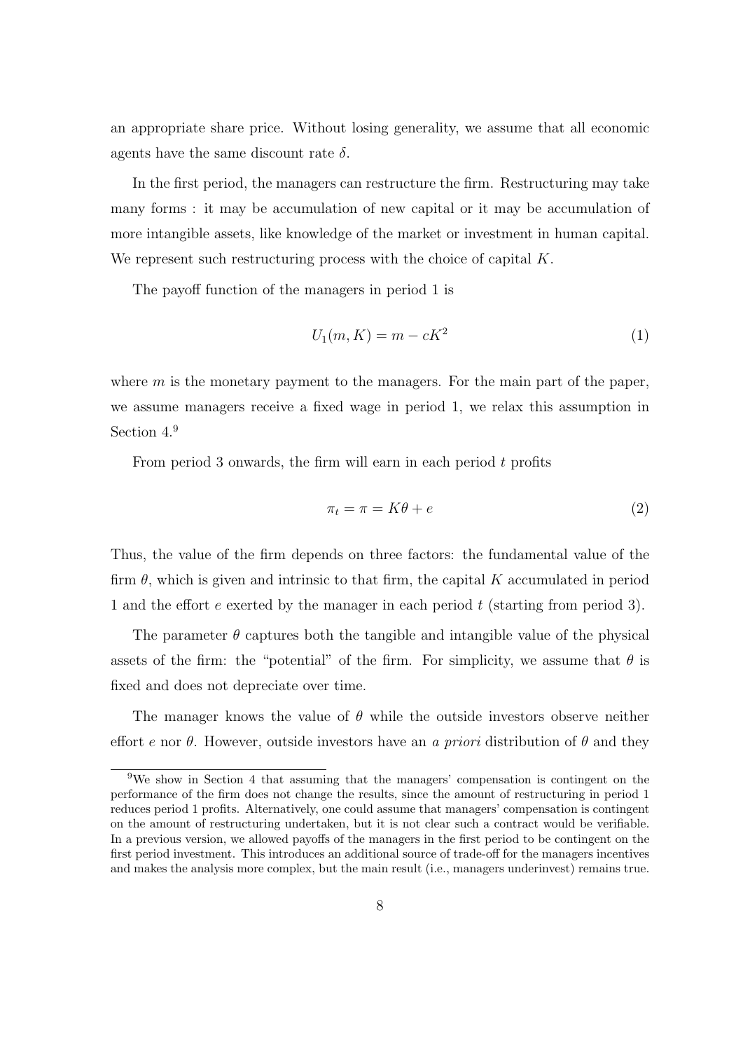an appropriate share price. Without losing generality, we assume that all economic agents have the same discount rate $\delta$.

In the first period, the managers can restructure the firm. Restructuring may take many forms : it may be accumulation of new capital or it may be accumulation of more intangible assets, like knowledge of the market or investment in human capital. We represent such restructuring process with the choice of capital $K$.

The payoff function of the managers in period 1 is

$$U_1(m, K) = m - cK^2 \tag{1}$$

where $m$ is the monetary payment to the managers. For the main part of the paper, we assume managers receive a fixed wage in period 1, we relax this assumption in Section 4.[9]

From period 3 onwards, the firm will earn in each period $t$ profits

$$\pi_t = \pi = K\theta + e \tag{2}$$

Thus, the value of the firm depends on three factors: the fundamental value of the firm $\theta$, which is given and intrinsic to that firm, the capital $K$ accumulated in period 1 and the effort $e$ exerted by the manager in each period $t$ (starting from period 3).

The parameter $\theta$ captures both the tangible and intangible value of the physical assets of the firm: the "potential" of the firm. For simplicity, we assume that $\theta$ is fixed and does not depreciate over time.

The manager knows the value of $\theta$ while the outside investors observe neither effort $e$ nor $\theta$. However, outside investors have an *a priori* distribution of $\theta$ and they

[9] We show in Section 4 that assuming that the managers' compensation is contingent on the performance of the firm does not change the results, since the amount of restructuring in period 1 reduces period 1 profits. Alternatively, one could assume that managers' compensation is contingent on the amount of restructuring undertaken, but it is not clear such a contract would be verifiable. In a previous version, we allowed payoffs of the managers in the first period to be contingent on the first period investment. This introduces an additional source of trade-off for the managers incentives and makes the analysis more complex, but the main result (i.e., managers underinvest) remains true.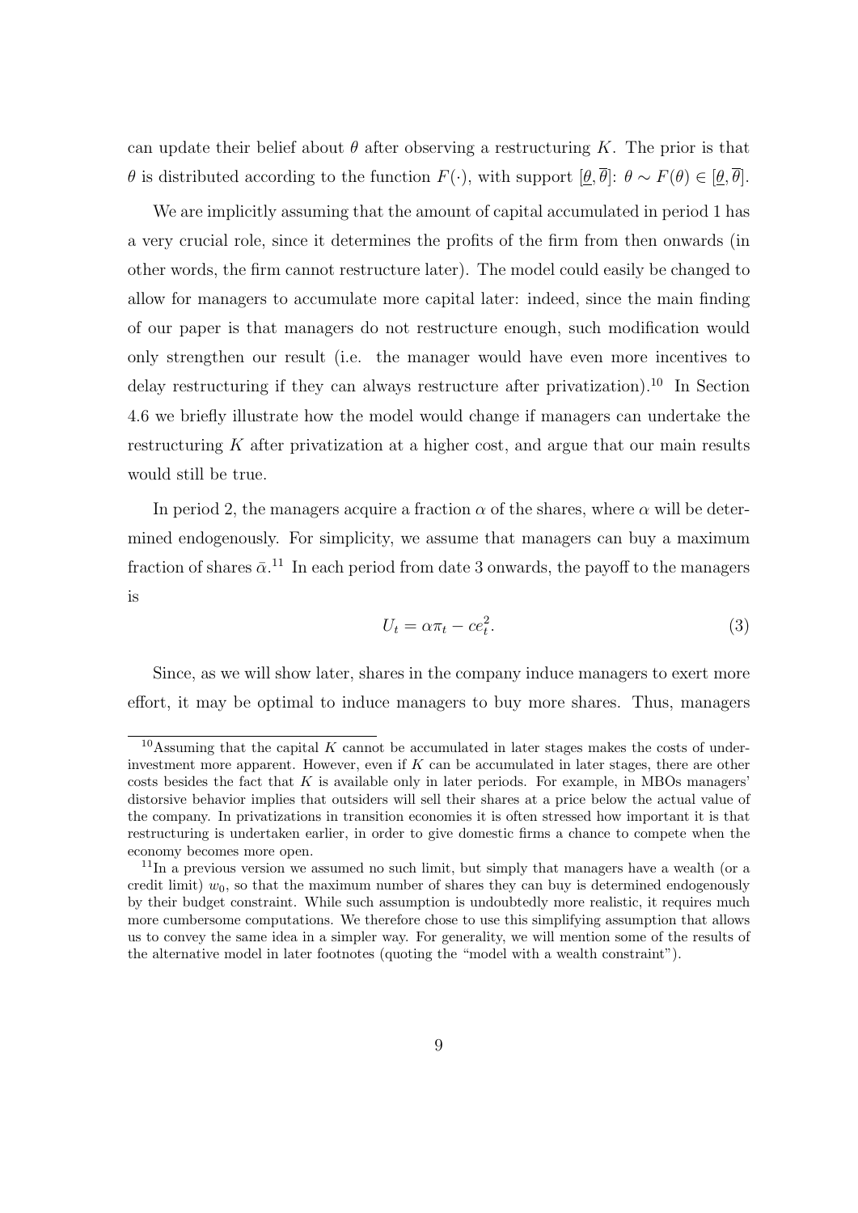can update their belief about $\theta$ after observing a restructuring $K$. The prior is that $\theta$ is distributed according to the function $F(\cdot)$, with support $[\underline{\theta}, \overline{\theta}]$: $\theta \sim F(\theta) \in [\underline{\theta}, \overline{\theta}]$.

We are implicitly assuming that the amount of capital accumulated in period 1 has a very crucial role, since it determines the profits of the firm from then onwards (in other words, the firm cannot restructure later). The model could easily be changed to allow for managers to accumulate more capital later: indeed, since the main finding of our paper is that managers do not restructure enough, such modification would only strengthen our result (i.e. the manager would have even more incentives to delay restructuring if they can always restructure after privatization).[10] In Section 4.6 we briefly illustrate how the model would change if managers can undertake the restructuring $K$ after privatization at a higher cost, and argue that our main results would still be true.

In period 2, the managers acquire a fraction $\alpha$ of the shares, where $\alpha$ will be determined endogenously. For simplicity, we assume that managers can buy a maximum fraction of shares $\bar{\alpha}$.[11] In each period from date 3 onwards, the payoff to the managers is

$$U_t = \alpha \pi_t - c e_t^2. \tag{3}$$

Since, as we will show later, shares in the company induce managers to exert more effort, it may be optimal to induce managers to buy more shares. Thus, managers

[10] Assuming that the capital $K$ cannot be accumulated in later stages makes the costs of underinvestment more apparent. However, even if $K$ can be accumulated in later stages, there are other costs besides the fact that $K$ is available only in later periods. For example, in MBOs managers' distorsive behavior implies that outsiders will sell their shares at a price below the actual value of the company. In privatizations in transition economies it is often stressed how important it is that restructuring is undertaken earlier, in order to give domestic firms a chance to compete when the economy becomes more open.

[11] In a previous version we assumed no such limit, but simply that managers have a wealth (or a credit limit) $w_0$, so that the maximum number of shares they can buy is determined endogenously by their budget constraint. While such assumption is undoubtedly more realistic, it requires much more cumbersome computations. We therefore chose to use this simplifying assumption that allows us to convey the same idea in a simpler way. For generality, we will mention some of the results of the alternative model in later footnotes (quoting the "model with a wealth constraint").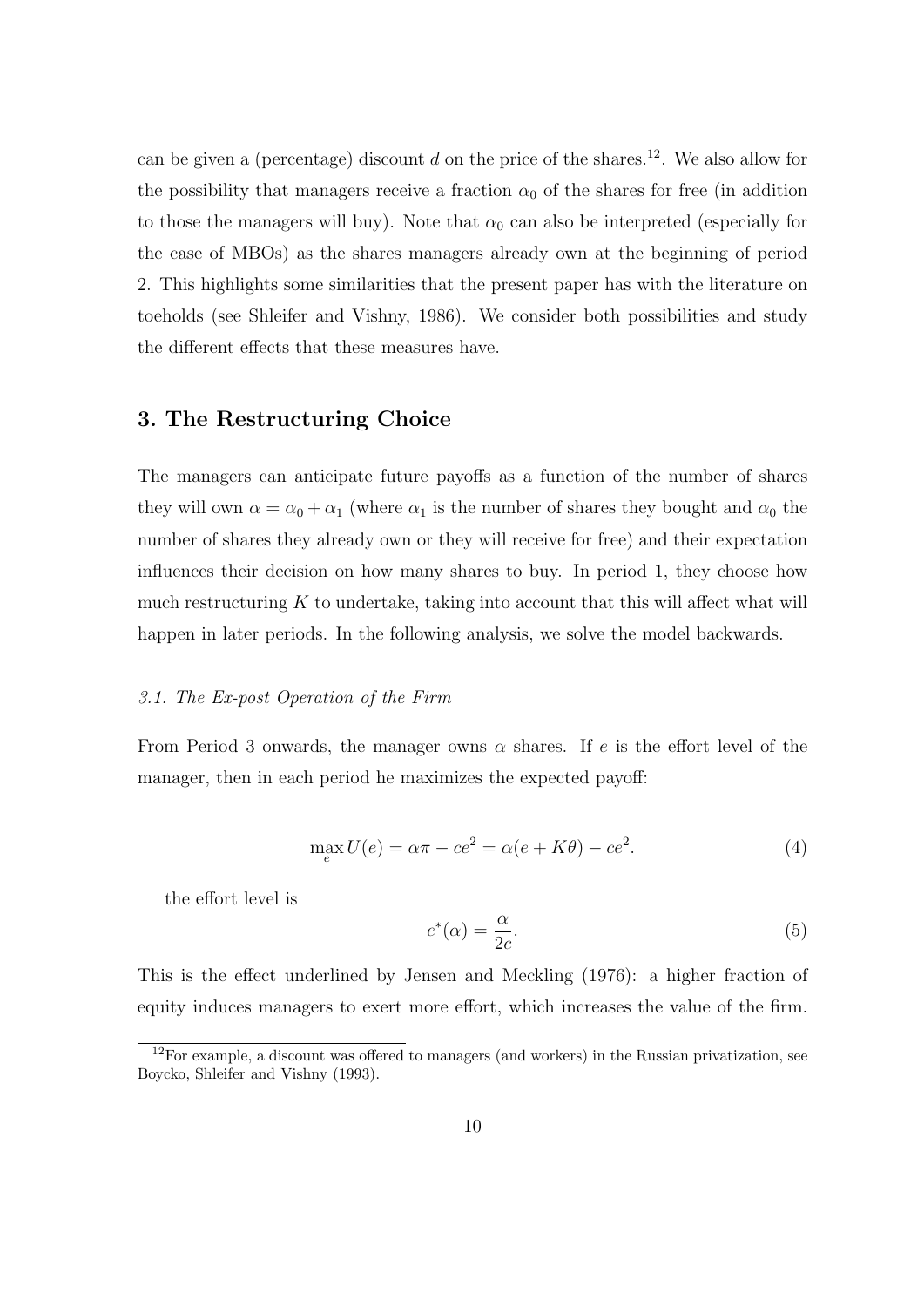can be given a (percentage) discount $d$ on the price of the shares.[12]. We also allow for the possibility that managers receive a fraction $\alpha_0$ of the shares for free (in addition to those the managers will buy). Note that $\alpha_0$ can also be interpreted (especially for the case of MBOs) as the shares managers already own at the beginning of period 2. This highlights some similarities that the present paper has with the literature on toeholds (see Shleifer and Vishny, 1986). We consider both possibilities and study the different effects that these measures have.

## 3. The Restructuring Choice

The managers can anticipate future payoffs as a function of the number of shares they will own $\alpha = \alpha_0 + \alpha_1$ (where $\alpha_1$ is the number of shares they bought and $\alpha_0$ the number of shares they already own or they will receive for free) and their expectation influences their decision on how many shares to buy. In period 1, they choose how much restructuring $K$ to undertake, taking into account that this will affect what will happen in later periods. In the following analysis, we solve the model backwards.

### *3.1. The Ex-post Operation of the Firm*

From Period 3 onwards, the manager owns $\alpha$ shares. If $e$ is the effort level of the manager, then in each period he maximizes the expected payoff:

$$\max_e U(e) = \alpha\pi - ce^2 = \alpha(e + K\theta) - ce^2. \tag{4}$$

the effort level is

$$e^*(\alpha) = \frac{\alpha}{2c}. \tag{5}$$

This is the effect underlined by Jensen and Meckling (1976): a higher fraction of equity induces managers to exert more effort, which increases the value of the firm.

[12] For example, a discount was offered to managers (and workers) in the Russian privatization, see Boycko, Shleifer and Vishny (1993).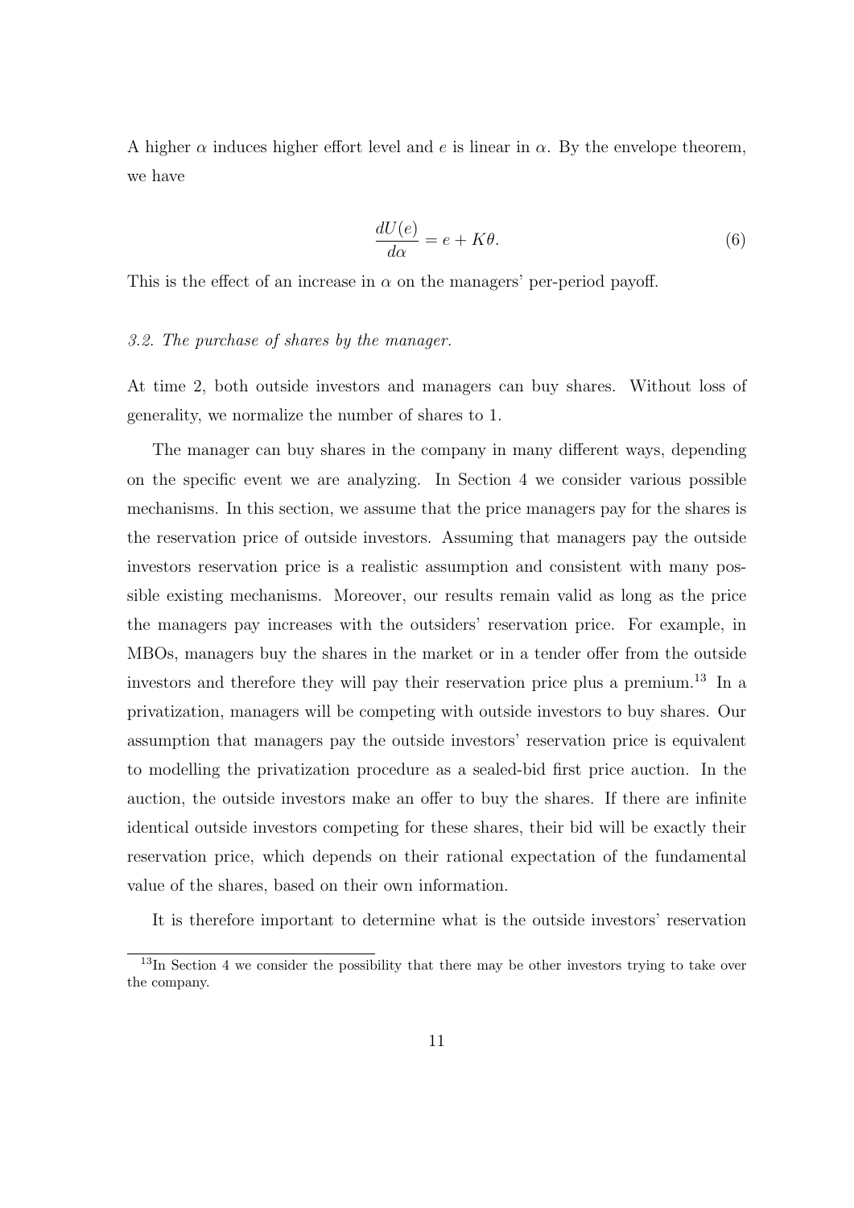A higher $\alpha$ induces higher effort level and $e$ is linear in $\alpha$. By the envelope theorem, we have

$$\frac{dU(e)}{d\alpha} = e + K\theta. \tag{6}$$

This is the effect of an increase in $\alpha$ on the managers' per-period payoff.

### *3.2. The purchase of shares by the manager.*

At time 2, both outside investors and managers can buy shares. Without loss of generality, we normalize the number of shares to 1.

The manager can buy shares in the company in many different ways, depending on the specific event we are analyzing. In Section 4 we consider various possible mechanisms. In this section, we assume that the price managers pay for the shares is the reservation price of outside investors. Assuming that managers pay the outside investors reservation price is a realistic assumption and consistent with many possible existing mechanisms. Moreover, our results remain valid as long as the price the managers pay increases with the outsiders' reservation price. For example, in MBOs, managers buy the shares in the market or in a tender offer from the outside investors and therefore they will pay their reservation price plus a premium.[13] In a privatization, managers will be competing with outside investors to buy shares. Our assumption that managers pay the outside investors' reservation price is equivalent to modelling the privatization procedure as a sealed-bid first price auction. In the auction, the outside investors make an offer to buy the shares. If there are infinite identical outside investors competing for these shares, their bid will be exactly their reservation price, which depends on their rational expectation of the fundamental value of the shares, based on their own information.

It is therefore important to determine what is the outside investors' reservation

[13] In Section 4 we consider the possibility that there may be other investors trying to take over the company.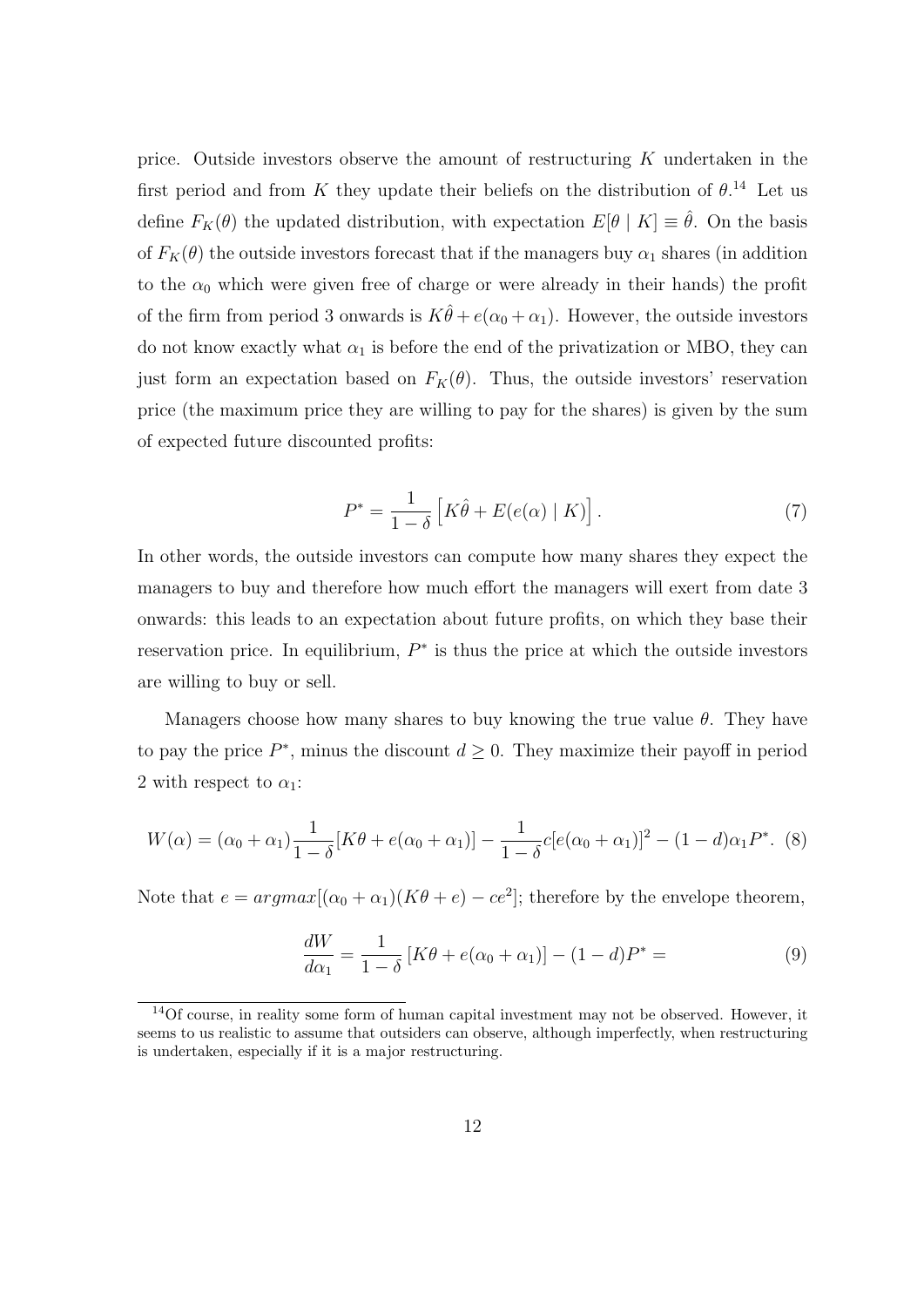price. Outside investors observe the amount of restructuring $K$ undertaken in the first period and from $K$ they update their beliefs on the distribution of $\theta$.[14] Let us define $F_K(\theta)$ the updated distribution, with expectation $E[\theta \mid K] \equiv \hat{\theta}$. On the basis of $F_K(\theta)$ the outside investors forecast that if the managers buy $\alpha_1$ shares (in addition to the $\alpha_0$ which were given free of charge or were already in their hands) the profit of the firm from period 3 onwards is $K\hat{\theta} + e(\alpha_0 + \alpha_1)$. However, the outside investors do not know exactly what $\alpha_1$ is before the end of the privatization or MBO, they can just form an expectation based on $F_K(\theta)$. Thus, the outside investors' reservation price (the maximum price they are willing to pay for the shares) is given by the sum of expected future discounted profits:

$$P^* = \frac{1}{1-\delta}\left[K\hat{\theta} + E(e(\alpha) \mid K)\right]. \tag{7}$$

In other words, the outside investors can compute how many shares they expect the managers to buy and therefore how much effort the managers will exert from date 3 onwards: this leads to an expectation about future profits, on which they base their reservation price. In equilibrium, $P^*$ is thus the price at which the outside investors are willing to buy or sell.

Managers choose how many shares to buy knowing the true value $\theta$. They have to pay the price $P^*$, minus the discount $d \geq 0$. They maximize their payoff in period 2 with respect to $\alpha_1$:

$$W(\alpha) = (\alpha_0 + \alpha_1)\frac{1}{1-\delta}[K\theta + e(\alpha_0 + \alpha_1)] - \frac{1}{1-\delta}c[e(\alpha_0 + \alpha_1)]^2 - (1-d)\alpha_1 P^*. \tag{8}$$

Note that $e = argmax[(\alpha_0 + \alpha_1)(K\theta + e) - ce^2]$; therefore by the envelope theorem,

$$\frac{dW}{d\alpha_1} = \frac{1}{1-\delta}\left[K\theta + e(\alpha_0 + \alpha_1)\right] - (1-d)P^* = \tag{9}$$

[14] Of course, in reality some form of human capital investment may not be observed. However, it seems to us realistic to assume that outsiders can observe, although imperfectly, when restructuring is undertaken, especially if it is a major restructuring.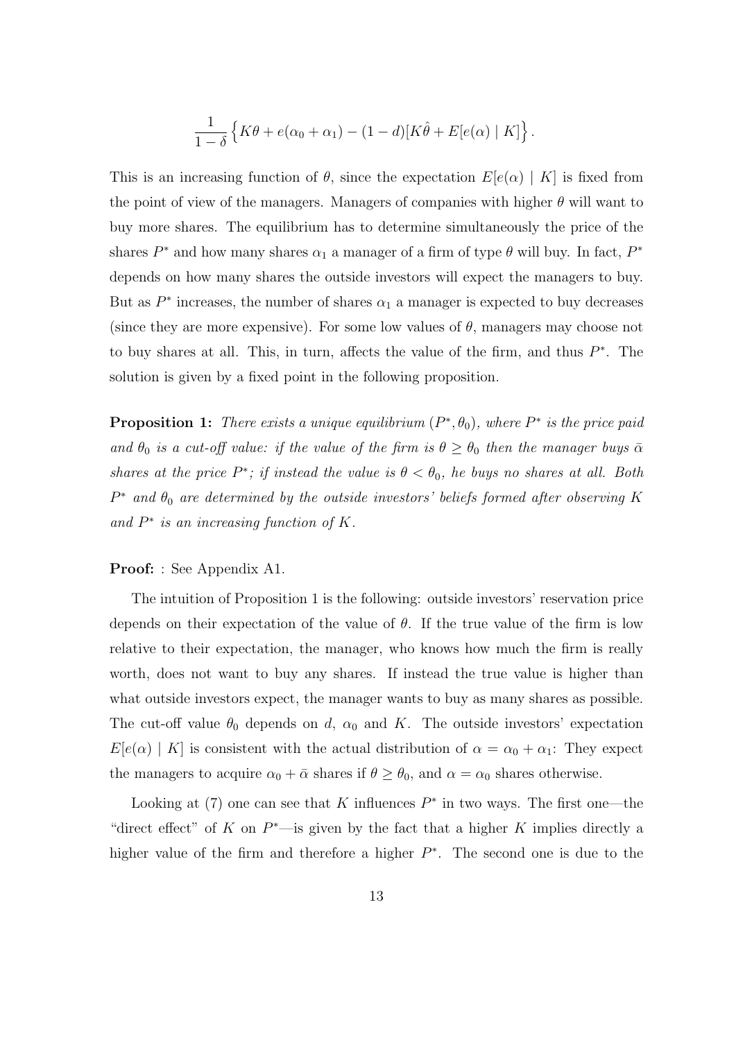$$\frac{1}{1-\delta}\left\{K\theta + e(\alpha_0 + \alpha_1) - (1-d)[K\hat{\theta} + E[e(\alpha) \mid K]\right\}.$$

This is an increasing function of $\theta$, since the expectation $E[e(\alpha) \mid K]$ is fixed from the point of view of the managers. Managers of companies with higher $\theta$ will want to buy more shares. The equilibrium has to determine simultaneously the price of the shares $P^*$ and how many shares $\alpha_1$ a manager of a firm of type $\theta$ will buy. In fact, $P^*$ depends on how many shares the outside investors will expect the managers to buy. But as $P^*$ increases, the number of shares $\alpha_1$ a manager is expected to buy decreases (since they are more expensive). For some low values of $\theta$, managers may choose not to buy shares at all. This, in turn, affects the value of the firm, and thus $P^*$. The solution is given by a fixed point in the following proposition.

**Proposition 1:** *There exists a unique equilibrium $(P^*, \theta_0)$, where $P^*$ is the price paid and $\theta_0$ is a cut-off value: if the value of the firm is $\theta \geq \theta_0$ then the manager buys $\bar{\alpha}$ shares at the price $P^*$; if instead the value is $\theta < \theta_0$, he buys no shares at all. Both $P^*$ and $\theta_0$ are determined by the outside investors' beliefs formed after observing $K$ and $P^*$ is an increasing function of $K$.*

**Proof:** : See Appendix A1.

The intuition of Proposition 1 is the following: outside investors' reservation price depends on their expectation of the value of $\theta$. If the true value of the firm is low relative to their expectation, the manager, who knows how much the firm is really worth, does not want to buy any shares. If instead the true value is higher than what outside investors expect, the manager wants to buy as many shares as possible. The cut-off value $\theta_0$ depends on $d$, $\alpha_0$ and $K$. The outside investors' expectation $E[e(\alpha) \mid K]$ is consistent with the actual distribution of $\alpha = \alpha_0 + \alpha_1$: They expect the managers to acquire $\alpha_0 + \bar{\alpha}$ shares if $\theta \geq \theta_0$, and $\alpha = \alpha_0$ shares otherwise.

Looking at (7) one can see that $K$ influences $P^*$ in two ways. The first one—the "direct effect" of $K$ on $P^*$—is given by the fact that a higher $K$ implies directly a higher value of the firm and therefore a higher $P^*$. The second one is due to the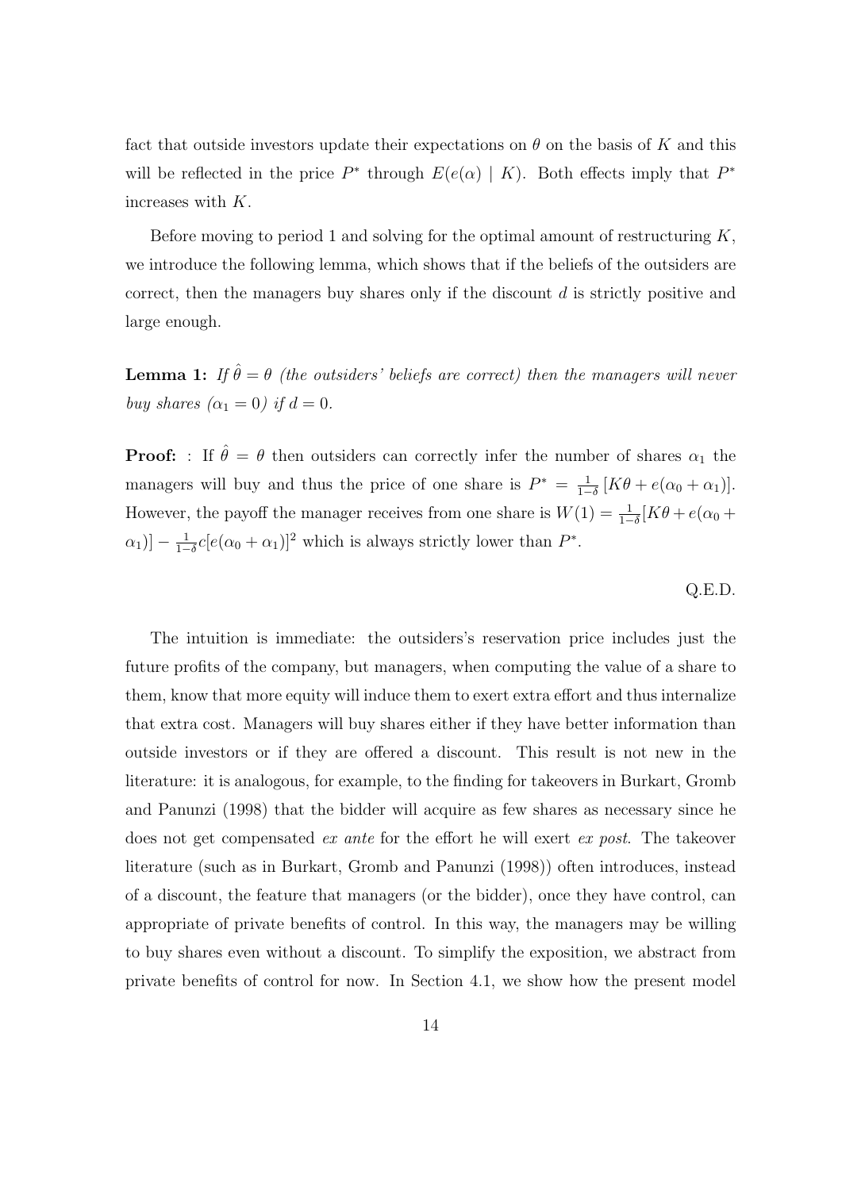fact that outside investors update their expectations on $\theta$ on the basis of $K$ and this will be reflected in the price $P^*$ through $E(e(\alpha) \mid K)$. Both effects imply that $P^*$ increases with $K$.

Before moving to period 1 and solving for the optimal amount of restructuring $K$, we introduce the following lemma, which shows that if the beliefs of the outsiders are correct, then the managers buy shares only if the discount $d$ is strictly positive and large enough.

**Lemma 1:** *If $\hat{\theta} = \theta$ (the outsiders' beliefs are correct) then the managers will never buy shares ($\alpha_1 = 0$) if $d = 0$.*

**Proof:** : If $\hat{\theta} = \theta$ then outsiders can correctly infer the number of shares $\alpha_1$ the managers will buy and thus the price of one share is $P^* = \frac{1}{1-\delta}\left[K\theta + e(\alpha_0 + \alpha_1)\right]$. However, the payoff the manager receives from one share is $W(1) = \frac{1}{1-\delta}[K\theta + e(\alpha_0 + \alpha_1)] - \frac{1}{1-\delta}c[e(\alpha_0 + \alpha_1)]^2$ which is always strictly lower than $P^*$.

Q.E.D.

The intuition is immediate: the outsiders's reservation price includes just the future profits of the company, but managers, when computing the value of a share to them, know that more equity will induce them to exert extra effort and thus internalize that extra cost. Managers will buy shares either if they have better information than outside investors or if they are offered a discount. This result is not new in the literature: it is analogous, for example, to the finding for takeovers in Burkart, Gromb and Panunzi (1998) that the bidder will acquire as few shares as necessary since he does not get compensated *ex ante* for the effort he will exert *ex post*. The takeover literature (such as in Burkart, Gromb and Panunzi (1998)) often introduces, instead of a discount, the feature that managers (or the bidder), once they have control, can appropriate of private benefits of control. In this way, the managers may be willing to buy shares even without a discount. To simplify the exposition, we abstract from private benefits of control for now. In Section 4.1, we show how the present model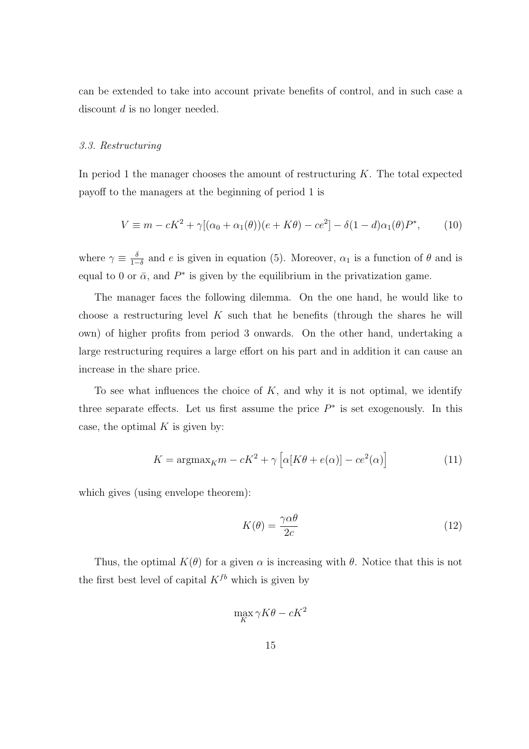can be extended to take into account private benefits of control, and in such case a discount $d$ is no longer needed.

### *3.3. Restructuring*

In period 1 the manager chooses the amount of restructuring $K$. The total expected payoff to the managers at the beginning of period 1 is

$$V \equiv m - cK^2 + \gamma[(\alpha_0 + \alpha_1(\theta))(e + K\theta) - ce^2] - \delta(1-d)\alpha_1(\theta)P^*, \tag{10}$$

where $\gamma \equiv \frac{\delta}{1-\delta}$ and $e$ is given in equation (5). Moreover, $\alpha_1$ is a function of $\theta$ and is equal to 0 or $\bar{\alpha}$, and $P^*$ is given by the equilibrium in the privatization game.

The manager faces the following dilemma. On the one hand, he would like to choose a restructuring level $K$ such that he benefits (through the shares he will own) of higher profits from period 3 onwards. On the other hand, undertaking a large restructuring requires a large effort on his part and in addition it can cause an increase in the share price.

To see what influences the choice of $K$, and why it is not optimal, we identify three separate effects. Let us first assume the price $P^*$ is set exogenously. In this case, the optimal $K$ is given by:

$$K = \text{argmax}_K m - cK^2 + \gamma\left[\alpha[K\theta + e(\alpha)] - ce^2(\alpha)\right] \tag{11}$$

which gives (using envelope theorem):

$$K(\theta) = \frac{\gamma\alpha\theta}{2c} \tag{12}$$

Thus, the optimal $K(\theta)$ for a given $\alpha$ is increasing with $\theta$. Notice that this is not the first best level of capital $K^{fb}$ which is given by

$$\max_K \gamma K\theta - cK^2$$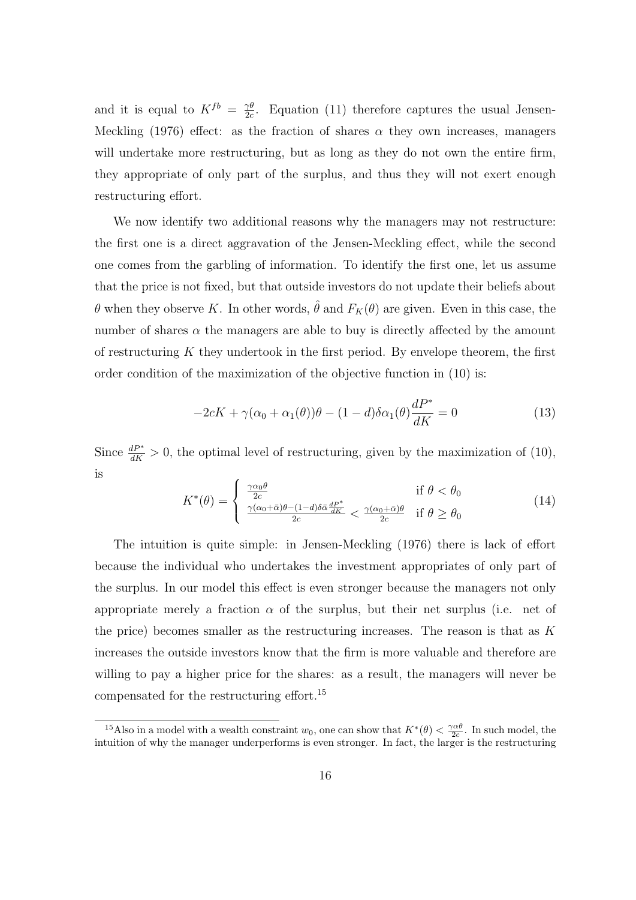and it is equal to $K^{fb} = \frac{\gamma\theta}{2c}$. Equation (11) therefore captures the usual Jensen-Meckling (1976) effect: as the fraction of shares $\alpha$ they own increases, managers will undertake more restructuring, but as long as they do not own the entire firm, they appropriate of only part of the surplus, and thus they will not exert enough restructuring effort.

We now identify two additional reasons why the managers may not restructure: the first one is a direct aggravation of the Jensen-Meckling effect, while the second one comes from the garbling of information. To identify the first one, let us assume that the price is not fixed, but that outside investors do not update their beliefs about $\theta$ when they observe $K$. In other words, $\hat{\theta}$ and $F_K(\theta)$ are given. Even in this case, the number of shares $\alpha$ the managers are able to buy is directly affected by the amount of restructuring $K$ they undertook in the first period. By envelope theorem, the first order condition of the maximization of the objective function in (10) is:

$$-2cK + \gamma(\alpha_0 + \alpha_1(\theta))\theta - (1-d)\delta\alpha_1(\theta)\frac{dP^*}{dK} = 0 \tag{13}$$

Since $\frac{dP^*}{dK} > 0$, the optimal level of restructuring, given by the maximization of (10), is

$$K^*(\theta) = \begin{cases} \frac{\gamma\alpha_0\theta}{2c} & \text{if } \theta < \theta_0 \\ \frac{\gamma(\alpha_0+\bar{\alpha})\theta - (1-d)\delta\bar{\alpha}\frac{dP^*}{dK}}{2c} < \frac{\gamma(\alpha_0+\bar{\alpha})\theta}{2c} & \text{if } \theta \geq \theta_0 \end{cases} \tag{14}$$

The intuition is quite simple: in Jensen-Meckling (1976) there is lack of effort because the individual who undertakes the investment appropriates of only part of the surplus. In our model this effect is even stronger because the managers not only appropriate merely a fraction $\alpha$ of the surplus, but their net surplus (i.e. net of the price) becomes smaller as the restructuring increases. The reason is that as $K$ increases the outside investors know that the firm is more valuable and therefore are willing to pay a higher price for the shares: as a result, the managers will never be compensated for the restructuring effort.[15]

[15] Also in a model with a wealth constraint $w_0$, one can show that $K^*(\theta) < \frac{\gamma\alpha\theta}{2c}$. In such model, the intuition of why the manager underperforms is even stronger. In fact, the larger is the restructuring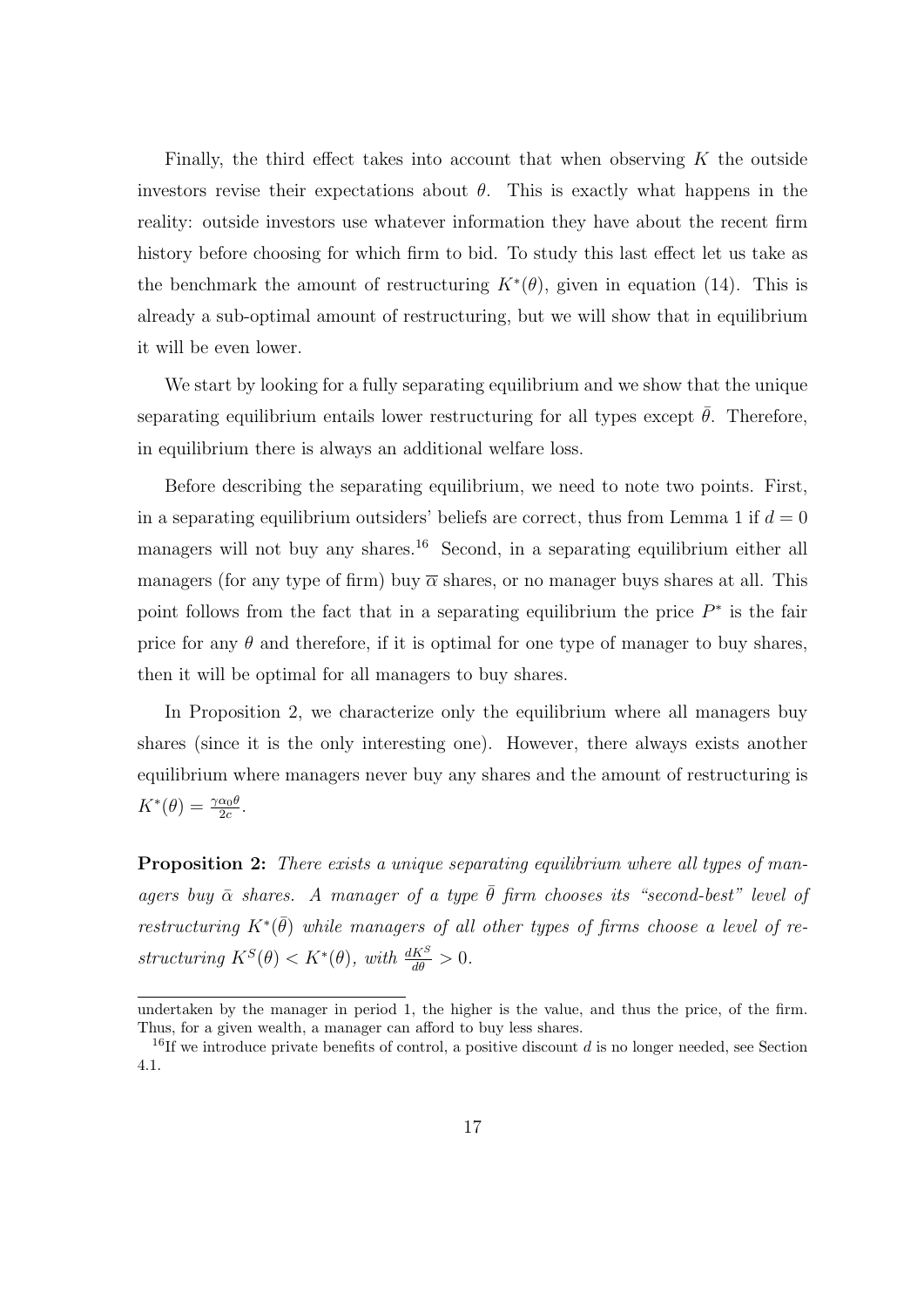Finally, the third effect takes into account that when observing $K$ the outside investors revise their expectations about $\theta$. This is exactly what happens in the reality: outside investors use whatever information they have about the recent firm history before choosing for which firm to bid. To study this last effect let us take as the benchmark the amount of restructuring $K^*(\theta)$, given in equation (14). This is already a sub-optimal amount of restructuring, but we will show that in equilibrium it will be even lower.

We start by looking for a fully separating equilibrium and we show that the unique separating equilibrium entails lower restructuring for all types except $\bar{\theta}$. Therefore, in equilibrium there is always an additional welfare loss.

Before describing the separating equilibrium, we need to note two points. First, in a separating equilibrium outsiders' beliefs are correct, thus from Lemma 1 if $d = 0$ managers will not buy any shares.[16] Second, in a separating equilibrium either all managers (for any type of firm) buy $\overline{\alpha}$ shares, or no manager buys shares at all. This point follows from the fact that in a separating equilibrium the price $P^*$ is the fair price for any $\theta$ and therefore, if it is optimal for one type of manager to buy shares, then it will be optimal for all managers to buy shares.

In Proposition 2, we characterize only the equilibrium where all managers buy shares (since it is the only interesting one). However, there always exists another equilibrium where managers never buy any shares and the amount of restructuring is $K^*(\theta) = \frac{\gamma \alpha_0 \theta}{2c}$.

**Proposition 2:** *There exists a unique separating equilibrium where all types of managers buy $\bar{\alpha}$ shares. A manager of a type $\bar{\theta}$ firm chooses its "second-best" level of restructuring $K^*(\bar{\theta})$ while managers of all other types of firms choose a level of restructuring $K^S(\theta) < K^*(\theta)$, with $\frac{dK^S}{d\theta} > 0$.*

---

undertaken by the manager in period 1, the higher is the value, and thus the price, of the firm. Thus, for a given wealth, a manager can afford to buy less shares.

[16] If we introduce private benefits of control, a positive discount $d$ is no longer needed, see Section 4.1.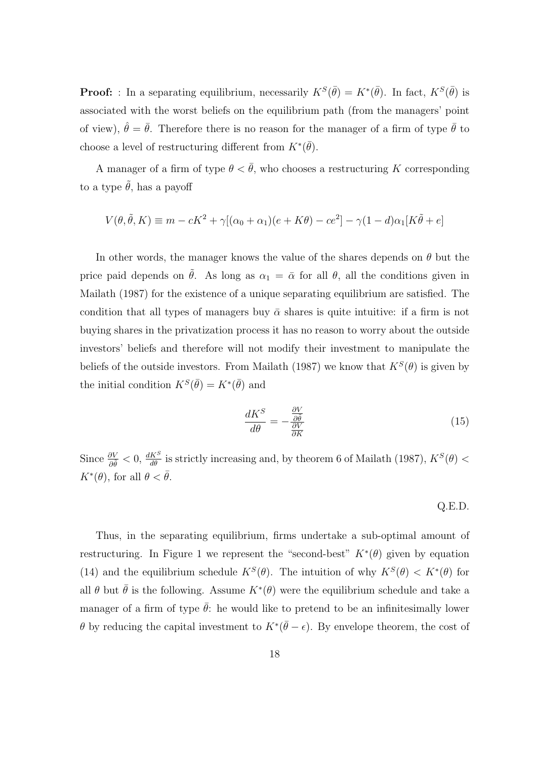**Proof:** : In a separating equilibrium, necessarily $K^S(\bar{\theta}) = K^*(\bar{\theta})$. In fact, $K^S(\bar{\theta})$ is associated with the worst beliefs on the equilibrium path (from the managers' point of view), $\hat{\theta} = \bar{\theta}$. Therefore there is no reason for the manager of a firm of type $\bar{\theta}$ to choose a level of restructuring different from $K^*(\bar{\theta})$.

A manager of a firm of type $\theta < \bar{\theta}$, who chooses a restructuring $K$ corresponding to a type $\tilde{\theta}$, has a payoff

$$V(\theta, \tilde{\theta}, K) \equiv m - cK^2 + \gamma[(\alpha_0 + \alpha_1)(e + K\theta) - ce^2] - \gamma(1-d)\alpha_1[K\tilde{\theta} + e]$$

In other words, the manager knows the value of the shares depends on $\theta$ but the price paid depends on $\tilde{\theta}$. As long as $\alpha_1 = \bar{\alpha}$ for all $\theta$, all the conditions given in Mailath (1987) for the existence of a unique separating equilibrium are satisfied. The condition that all types of managers buy $\bar{\alpha}$ shares is quite intuitive: if a firm is not buying shares in the privatization process it has no reason to worry about the outside investors' beliefs and therefore will not modify their investment to manipulate the beliefs of the outside investors. From Mailath (1987) we know that $K^S(\theta)$ is given by the initial condition $K^S(\bar{\theta}) = K^*(\bar{\theta})$ and

$$\frac{dK^S}{d\theta} = -\frac{\frac{\partial V}{\partial \tilde{\theta}}}{\frac{\partial V}{\partial K}} \tag{15}$$

Since $\frac{\partial V}{\partial \tilde{\theta}} < 0$, $\frac{dK^S}{d\theta}$ is strictly increasing and, by theorem 6 of Mailath (1987), $K^S(\theta) < K^*(\theta)$, for all $\theta < \bar{\theta}$.

Q.E.D.

Thus, in the separating equilibrium, firms undertake a sub-optimal amount of restructuring. In Figure 1 we represent the "second-best" $K^*(\theta)$ given by equation (14) and the equilibrium schedule $K^S(\theta)$. The intuition of why $K^S(\theta) < K^*(\theta)$ for all $\theta$ but $\bar{\theta}$ is the following. Assume $K^*(\theta)$ were the equilibrium schedule and take a manager of a firm of type $\bar{\theta}$: he would like to pretend to be an infinitesimally lower $\theta$ by reducing the capital investment to $K^*(\bar{\theta} - \epsilon)$. By envelope theorem, the cost of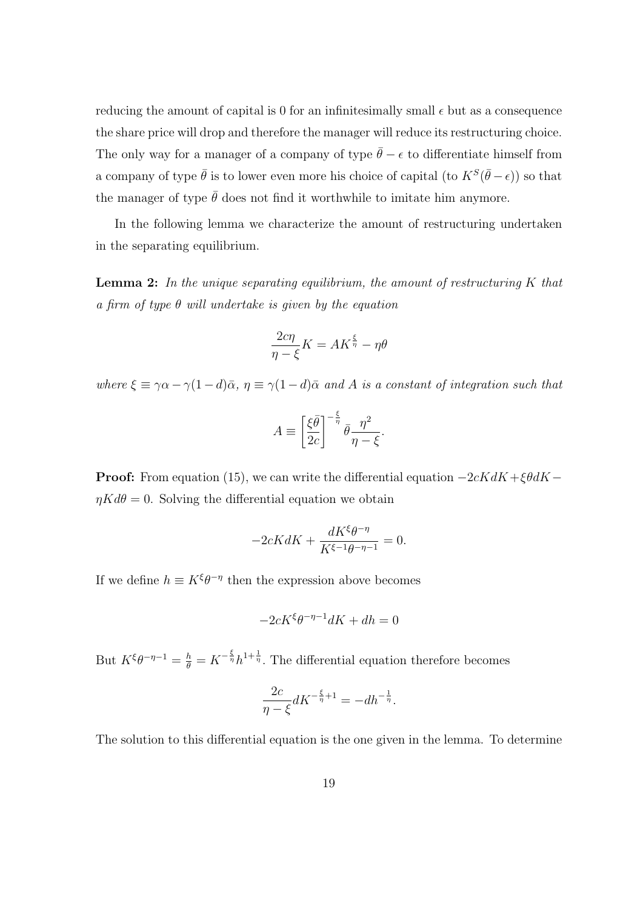reducing the amount of capital is 0 for an infinitesimally small $\epsilon$ but as a consequence the share price will drop and therefore the manager will reduce its restructuring choice. The only way for a manager of a company of type $\bar{\theta} - \epsilon$ to differentiate himself from a company of type $\bar{\theta}$ is to lower even more his choice of capital (to $K^S(\bar{\theta} - \epsilon)$) so that the manager of type $\bar{\theta}$ does not find it worthwhile to imitate him anymore.

In the following lemma we characterize the amount of restructuring undertaken in the separating equilibrium.

**Lemma 2:** *In the unique separating equilibrium, the amount of restructuring $K$ that a firm of type $\theta$ will undertake is given by the equation*

$$\frac{2c\eta}{\eta - \xi} K = AK^{\frac{\xi}{\eta}} - \eta\theta$$

*where $\xi \equiv \gamma\alpha - \gamma(1-d)\bar{\alpha}$, $\eta \equiv \gamma(1-d)\bar{\alpha}$ and $A$ is a constant of integration such that*

$$A \equiv \left[\frac{\xi\bar{\theta}}{2c}\right]^{-\frac{\xi}{\eta}} \bar{\theta} \frac{\eta^2}{\eta - \xi}.$$

**Proof:** From equation (15), we can write the differential equation $-2cKdK + \xi\theta dK - \eta K d\theta = 0$. Solving the differential equation we obtain

$$-2cKdK + \frac{dK^{\xi}\theta^{-\eta}}{K^{\xi-1}\theta^{-\eta-1}} = 0.$$

If we define $h \equiv K^{\xi}\theta^{-\eta}$ then the expression above becomes

$$-2cK^{\xi}\theta^{-\eta-1}dK + dh = 0$$

But $K^{\xi}\theta^{-\eta-1} = \frac{h}{\theta} = K^{-\frac{\xi}{\eta}} h^{1+\frac{1}{\eta}}$. The differential equation therefore becomes

$$\frac{2c}{\eta - \xi} dK^{-\frac{\xi}{\eta}+1} = -dh^{-\frac{1}{\eta}}.$$

The solution to this differential equation is the one given in the lemma. To determine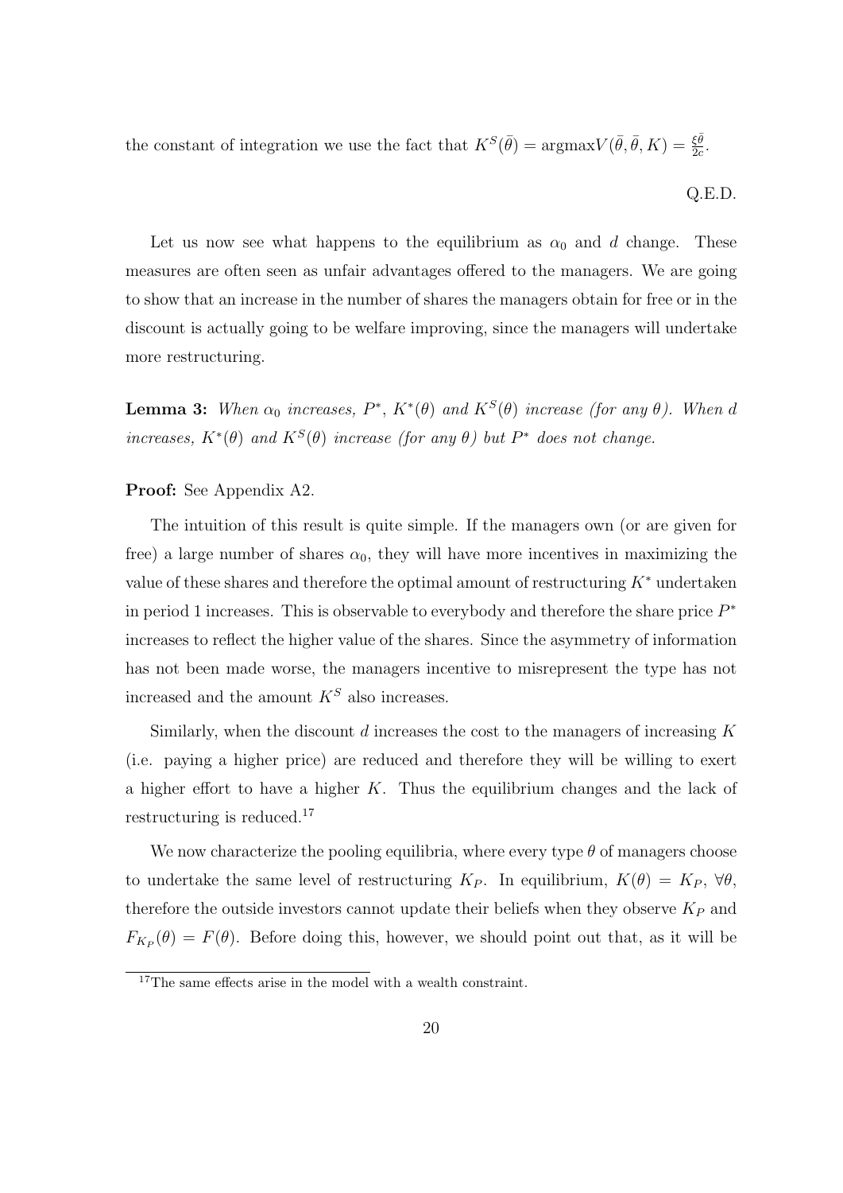the constant of integration we use the fact that $K^S(\bar{\theta}) = \text{argmax} V(\bar{\theta}, \bar{\theta}, K) = \frac{\xi\bar{\theta}}{2c}$.

Q.E.D.

Let us now see what happens to the equilibrium as $\alpha_0$ and $d$ change. These measures are often seen as unfair advantages offered to the managers. We are going to show that an increase in the number of shares the managers obtain for free or in the discount is actually going to be welfare improving, since the managers will undertake more restructuring.

**Lemma 3:** *When $\alpha_0$ increases, $P^*$, $K^*(\theta)$ and $K^S(\theta)$ increase (for any $\theta$). When $d$ increases, $K^*(\theta)$ and $K^S(\theta)$ increase (for any $\theta$) but $P^*$ does not change.*

**Proof:** See Appendix A2.

The intuition of this result is quite simple. If the managers own (or are given for free) a large number of shares $\alpha_0$, they will have more incentives in maximizing the value of these shares and therefore the optimal amount of restructuring $K^*$ undertaken in period 1 increases. This is observable to everybody and therefore the share price $P^*$ increases to reflect the higher value of the shares. Since the asymmetry of information has not been made worse, the managers incentive to misrepresent the type has not increased and the amount $K^S$ also increases.

Similarly, when the discount $d$ increases the cost to the managers of increasing $K$ (i.e. paying a higher price) are reduced and therefore they will be willing to exert a higher effort to have a higher $K$. Thus the equilibrium changes and the lack of restructuring is reduced.[17]

We now characterize the pooling equilibria, where every type $\theta$ of managers choose to undertake the same level of restructuring $K_P$. In equilibrium, $K(\theta) = K_P$, $\forall\theta$, therefore the outside investors cannot update their beliefs when they observe $K_P$ and $F_{K_P}(\theta) = F(\theta)$. Before doing this, however, we should point out that, as it will be

[17]The same effects arise in the model with a wealth constraint.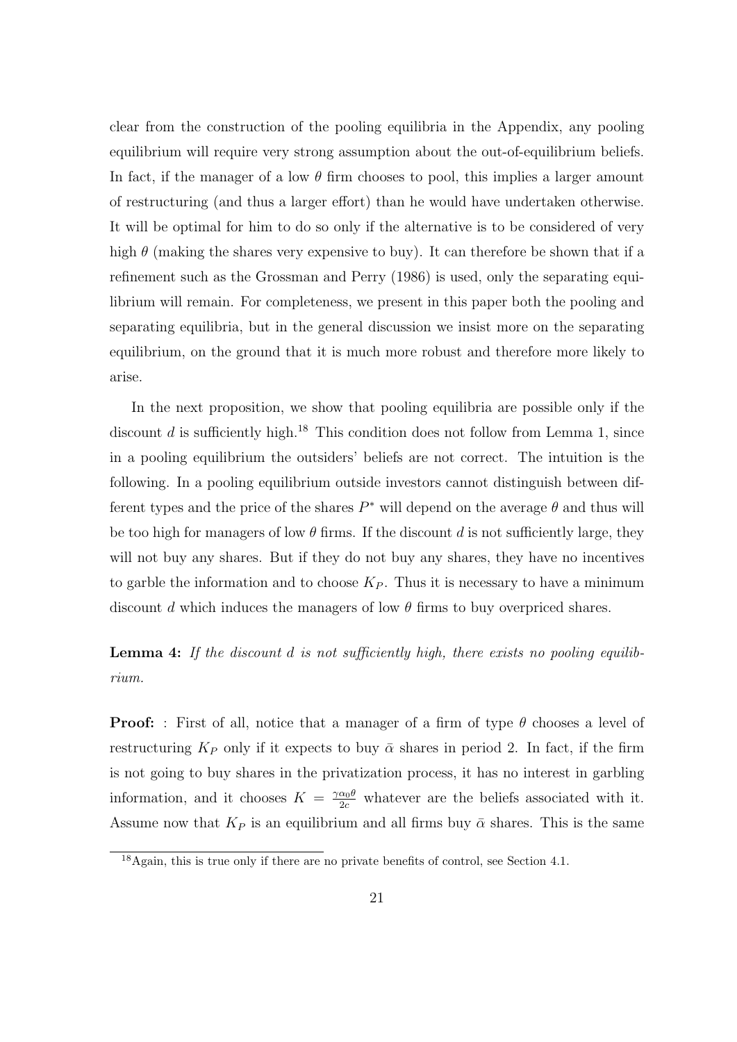clear from the construction of the pooling equilibria in the Appendix, any pooling equilibrium will require very strong assumption about the out-of-equilibrium beliefs. In fact, if the manager of a low $\theta$ firm chooses to pool, this implies a larger amount of restructuring (and thus a larger effort) than he would have undertaken otherwise. It will be optimal for him to do so only if the alternative is to be considered of very high $\theta$ (making the shares very expensive to buy). It can therefore be shown that if a refinement such as the Grossman and Perry (1986) is used, only the separating equilibrium will remain. For completeness, we present in this paper both the pooling and separating equilibria, but in the general discussion we insist more on the separating equilibrium, on the ground that it is much more robust and therefore more likely to arise.

In the next proposition, we show that pooling equilibria are possible only if the discount $d$ is sufficiently high.[18] This condition does not follow from Lemma 1, since in a pooling equilibrium the outsiders' beliefs are not correct. The intuition is the following. In a pooling equilibrium outside investors cannot distinguish between different types and the price of the shares $P^*$ will depend on the average $\theta$ and thus will be too high for managers of low $\theta$ firms. If the discount $d$ is not sufficiently large, they will not buy any shares. But if they do not buy any shares, they have no incentives to garble the information and to choose $K_P$. Thus it is necessary to have a minimum discount $d$ which induces the managers of low $\theta$ firms to buy overpriced shares.

**Lemma 4:** *If the discount $d$ is not sufficiently high, there exists no pooling equilibrium.*

**Proof:** : First of all, notice that a manager of a firm of type $\theta$ chooses a level of restructuring $K_P$ only if it expects to buy $\bar{\alpha}$ shares in period 2. In fact, if the firm is not going to buy shares in the privatization process, it has no interest in garbling information, and it chooses $K = \frac{\gamma \alpha_0 \theta}{2c}$ whatever are the beliefs associated with it. Assume now that $K_P$ is an equilibrium and all firms buy $\bar{\alpha}$ shares. This is the same

[18] Again, this is true only if there are no private benefits of control, see Section 4.1.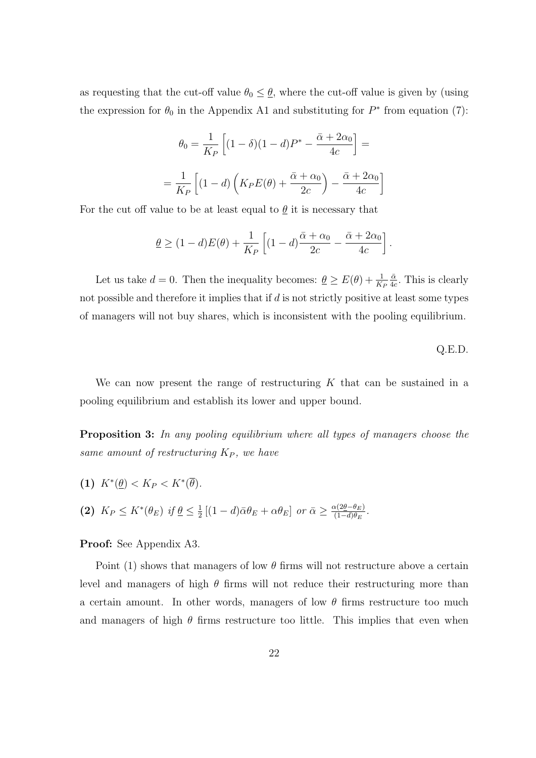as requesting that the cut-off value $\theta_0 \leq \underline{\theta}$, where the cut-off value is given by (using the expression for $\theta_0$ in the Appendix A1 and substituting for $P^*$ from equation (7):

$$\theta_0 = \frac{1}{K_P}\left[(1-\delta)(1-d)P^* - \frac{\bar{\alpha}+2\alpha_0}{4c}\right] =$$

$$= \frac{1}{K_P}\left[(1-d)\left(K_P E(\theta) + \frac{\bar{\alpha}+\alpha_0}{2c}\right) - \frac{\bar{\alpha}+2\alpha_0}{4c}\right]$$

For the cut off value to be at least equal to $\underline{\theta}$ it is necessary that

$$\underline{\theta} \geq (1-d)E(\theta) + \frac{1}{K_P}\left[(1-d)\frac{\bar{\alpha}+\alpha_0}{2c} - \frac{\bar{\alpha}+2\alpha_0}{4c}\right].$$

Let us take $d = 0$. Then the inequality becomes: $\underline{\theta} \geq E(\theta) + \frac{1}{K_P}\frac{\bar{\alpha}}{4c}$. This is clearly not possible and therefore it implies that if $d$ is not strictly positive at least some types of managers will not buy shares, which is inconsistent with the pooling equilibrium.

Q.E.D.

We can now present the range of restructuring $K$ that can be sustained in a pooling equilibrium and establish its lower and upper bound.

**Proposition 3:** *In any pooling equilibrium where all types of managers choose the same amount of restructuring $K_P$, we have*

**(1)** $K^*(\underline{\theta}) < K_P < K^*(\overline{\theta})$.

**(2)** $K_P \leq K^*(\theta_E)$ *if* $\underline{\theta} \leq \frac{1}{2}\left[(1-d)\bar{\alpha}\theta_E + \alpha\theta_E\right]$ *or* $\bar{\alpha} \geq \frac{\alpha(2\underline{\theta}-\theta_E)}{(1-d)\theta_E}$.

**Proof:** See Appendix A3.

Point (1) shows that managers of low $\theta$ firms will not restructure above a certain level and managers of high $\theta$ firms will not reduce their restructuring more than a certain amount. In other words, managers of low $\theta$ firms restructure too much and managers of high $\theta$ firms restructure too little. This implies that even when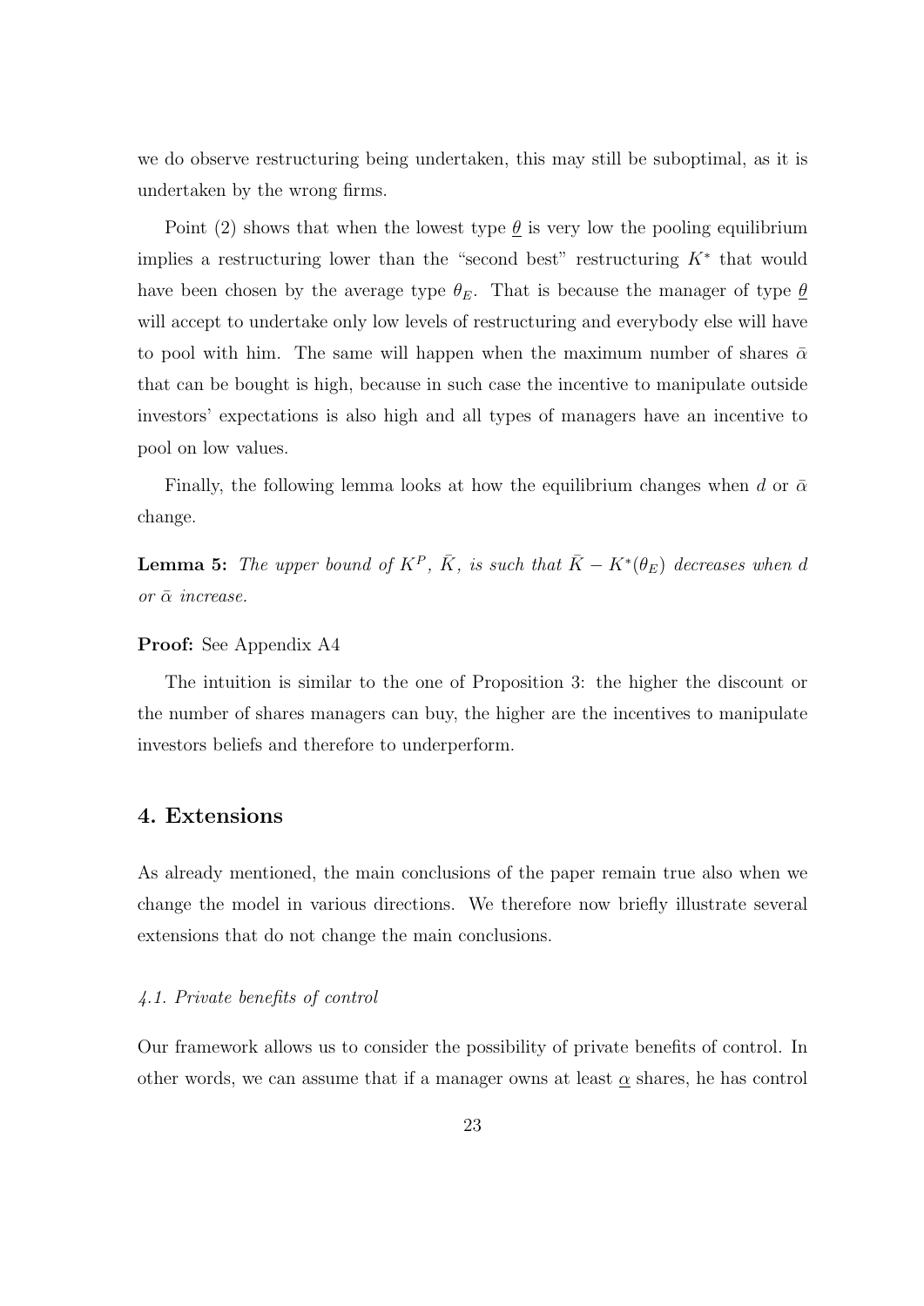we do observe restructuring being undertaken, this may still be suboptimal, as it is undertaken by the wrong firms.

Point (2) shows that when the lowest type $\underline{\theta}$ is very low the pooling equilibrium implies a restructuring lower than the "second best" restructuring $K^*$ that would have been chosen by the average type $\theta_E$. That is because the manager of type $\underline{\theta}$ will accept to undertake only low levels of restructuring and everybody else will have to pool with him. The same will happen when the maximum number of shares $\bar{\alpha}$ that can be bought is high, because in such case the incentive to manipulate outside investors' expectations is also high and all types of managers have an incentive to pool on low values.

Finally, the following lemma looks at how the equilibrium changes when $d$ or $\bar{\alpha}$ change.

**Lemma 5:** *The upper bound of $K^P$, $\bar{K}$, is such that $\bar{K} - K^*(\theta_E)$ decreases when $d$ or $\bar{\alpha}$ increase.*

**Proof:** See Appendix A4

The intuition is similar to the one of Proposition 3: the higher the discount or the number of shares managers can buy, the higher are the incentives to manipulate investors beliefs and therefore to underperform.

## 4. Extensions

As already mentioned, the main conclusions of the paper remain true also when we change the model in various directions. We therefore now briefly illustrate several extensions that do not change the main conclusions.

### *4.1. Private benefits of control*

Our framework allows us to consider the possibility of private benefits of control. In other words, we can assume that if a manager owns at least $\underline{\alpha}$ shares, he has control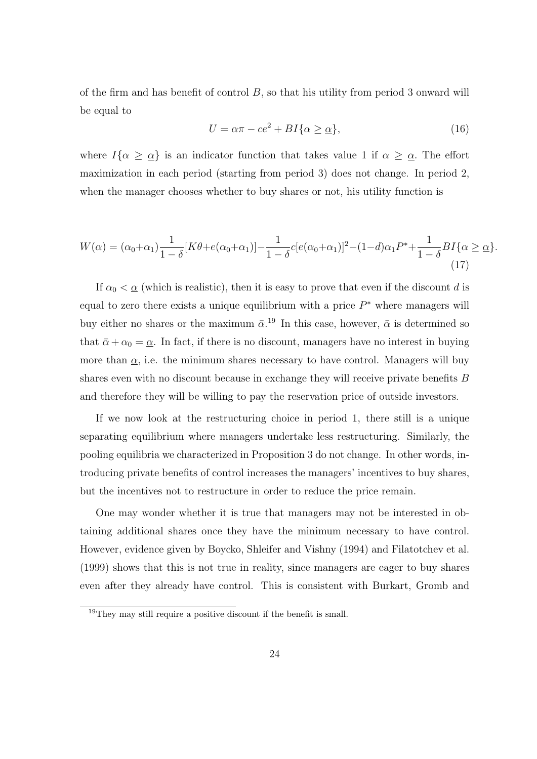of the firm and has benefit of control $B$, so that his utility from period 3 onward will be equal to

$$U = \alpha\pi - ce^2 + BI\{\alpha \geq \underline{\alpha}\}, \tag{16}$$

where $I\{\alpha \geq \underline{\alpha}\}$ is an indicator function that takes value 1 if $\alpha \geq \underline{\alpha}$. The effort maximization in each period (starting from period 3) does not change. In period 2, when the manager chooses whether to buy shares or not, his utility function is

$$W(\alpha) = (\alpha_0+\alpha_1)\frac{1}{1-\delta}[K\theta+e(\alpha_0+\alpha_1)] - \frac{1}{1-\delta}c[e(\alpha_0+\alpha_1)]^2 - (1-d)\alpha_1 P^* + \frac{1}{1-\delta}BI\{\alpha \geq \underline{\alpha}\}. \tag{17}$$

If $\alpha_0 < \underline{\alpha}$ (which is realistic), then it is easy to prove that even if the discount $d$ is equal to zero there exists a unique equilibrium with a price $P^*$ where managers will buy either no shares or the maximum $\bar{\alpha}$.[19] In this case, however, $\bar{\alpha}$ is determined so that $\bar{\alpha} + \alpha_0 = \underline{\alpha}$. In fact, if there is no discount, managers have no interest in buying more than $\underline{\alpha}$, i.e. the minimum shares necessary to have control. Managers will buy shares even with no discount because in exchange they will receive private benefits $B$ and therefore they will be willing to pay the reservation price of outside investors.

If we now look at the restructuring choice in period 1, there still is a unique separating equilibrium where managers undertake less restructuring. Similarly, the pooling equilibria we characterized in Proposition 3 do not change. In other words, introducing private benefits of control increases the managers' incentives to buy shares, but the incentives not to restructure in order to reduce the price remain.

One may wonder whether it is true that managers may not be interested in obtaining additional shares once they have the minimum necessary to have control. However, evidence given by Boycko, Shleifer and Vishny (1994) and Filatotchev et al. (1999) shows that this is not true in reality, since managers are eager to buy shares even after they already have control. This is consistent with Burkart, Gromb and

[19] They may still require a positive discount if the benefit is small.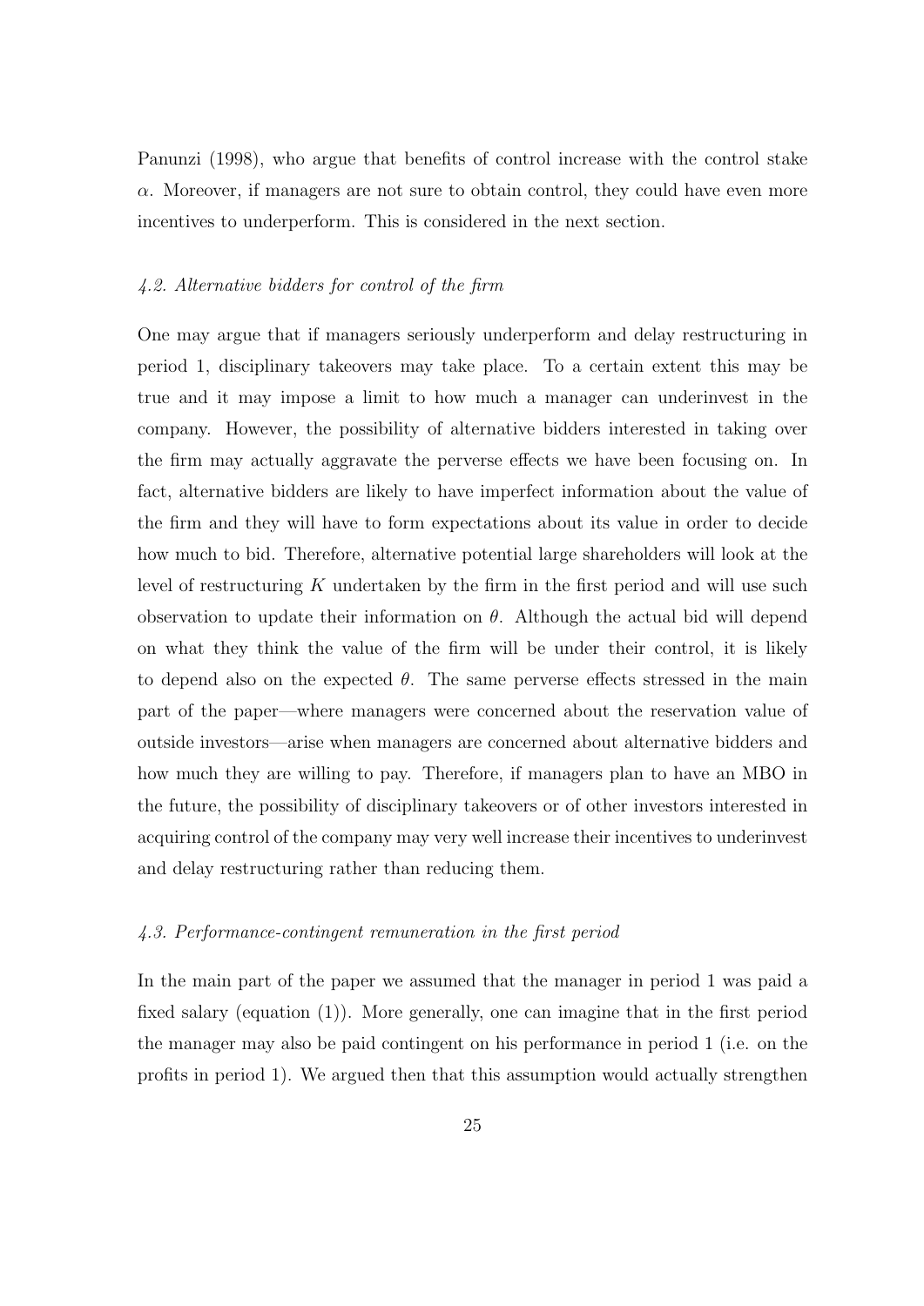Panunzi (1998), who argue that benefits of control increase with the control stake $\alpha$. Moreover, if managers are not sure to obtain control, they could have even more incentives to underperform. This is considered in the next section.

### *4.2. Alternative bidders for control of the firm*

One may argue that if managers seriously underperform and delay restructuring in period 1, disciplinary takeovers may take place. To a certain extent this may be true and it may impose a limit to how much a manager can underinvest in the company. However, the possibility of alternative bidders interested in taking over the firm may actually aggravate the perverse effects we have been focusing on. In fact, alternative bidders are likely to have imperfect information about the value of the firm and they will have to form expectations about its value in order to decide how much to bid. Therefore, alternative potential large shareholders will look at the level of restructuring $K$ undertaken by the firm in the first period and will use such observation to update their information on $\theta$. Although the actual bid will depend on what they think the value of the firm will be under their control, it is likely to depend also on the expected $\theta$. The same perverse effects stressed in the main part of the paper—where managers were concerned about the reservation value of outside investors—arise when managers are concerned about alternative bidders and how much they are willing to pay. Therefore, if managers plan to have an MBO in the future, the possibility of disciplinary takeovers or of other investors interested in acquiring control of the company may very well increase their incentives to underinvest and delay restructuring rather than reducing them.

### *4.3. Performance-contingent remuneration in the first period*

In the main part of the paper we assumed that the manager in period 1 was paid a fixed salary (equation (1)). More generally, one can imagine that in the first period the manager may also be paid contingent on his performance in period 1 (i.e. on the profits in period 1). We argued then that this assumption would actually strengthen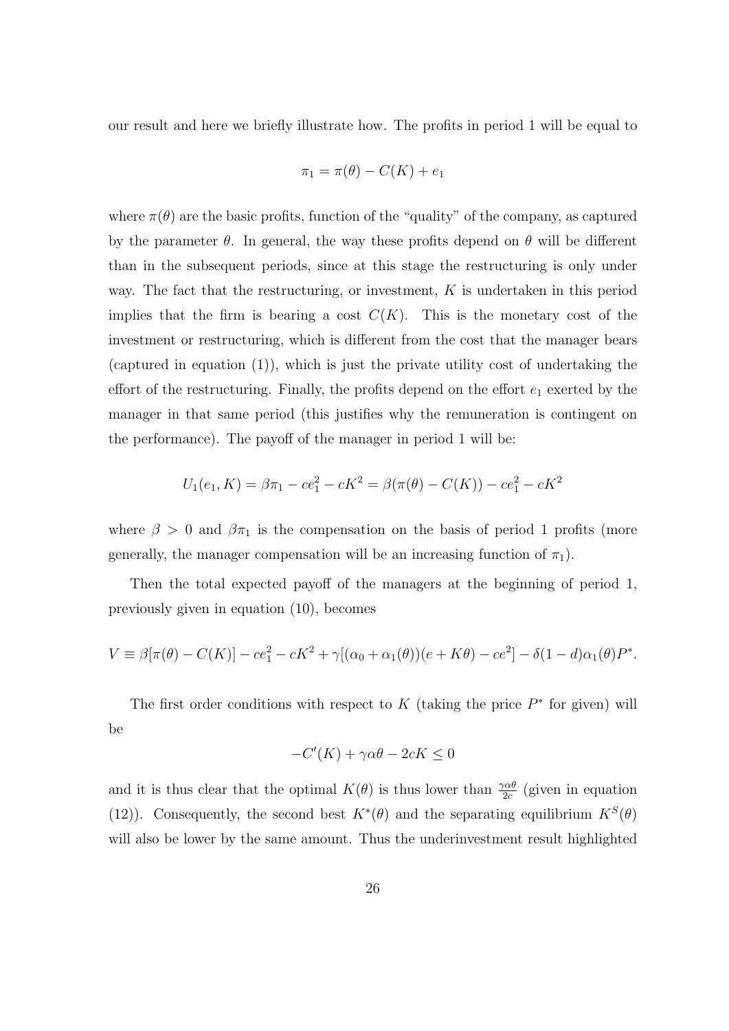our result and here we briefly illustrate how. The profits in period 1 will be equal to

$$\pi_1 = \pi(\theta) - C(K) + e_1$$

where $\pi(\theta)$ are the basic profits, function of the "quality" of the company, as captured by the parameter $\theta$. In general, the way these profits depend on $\theta$ will be different than in the subsequent periods, since at this stage the restructuring is only under way. The fact that the restructuring, or investment, $K$ is undertaken in this period implies that the firm is bearing a cost $C(K)$. This is the monetary cost of the investment or restructuring, which is different from the cost that the manager bears (captured in equation (1)), which is just the private utility cost of undertaking the effort of the restructuring. Finally, the profits depend on the effort $e_1$ exerted by the manager in that same period (this justifies why the remuneration is contingent on the performance). The payoff of the manager in period 1 will be:

$$U_1(e_1, K) = \beta\pi_1 - ce_1^2 - cK^2 = \beta(\pi(\theta) - C(K)) - ce_1^2 - cK^2$$

where $\beta > 0$ and $\beta\pi_1$ is the compensation on the basis of period 1 profits (more generally, the manager compensation will be an increasing function of $\pi_1$).

Then the total expected payoff of the managers at the beginning of period 1, previously given in equation (10), becomes

$$V \equiv \beta[\pi(\theta) - C(K)] - ce_1^2 - cK^2 + \gamma[(\alpha_0 + \alpha_1(\theta))(e + K\theta) - ce^2] - \delta(1-d)\alpha_1(\theta)P^*.$$

The first order conditions with respect to $K$ (taking the price $P^*$ for given) will be

$$-C'(K) + \gamma\alpha\theta - 2cK \leq 0$$

and it is thus clear that the optimal $K(\theta)$ is thus lower than $\frac{\gamma\alpha\theta}{2c}$ (given in equation (12)). Consequently, the second best $K^*(\theta)$ and the separating equilibrium $K^S(\theta)$ will also be lower by the same amount. Thus the underinvestment result highlighted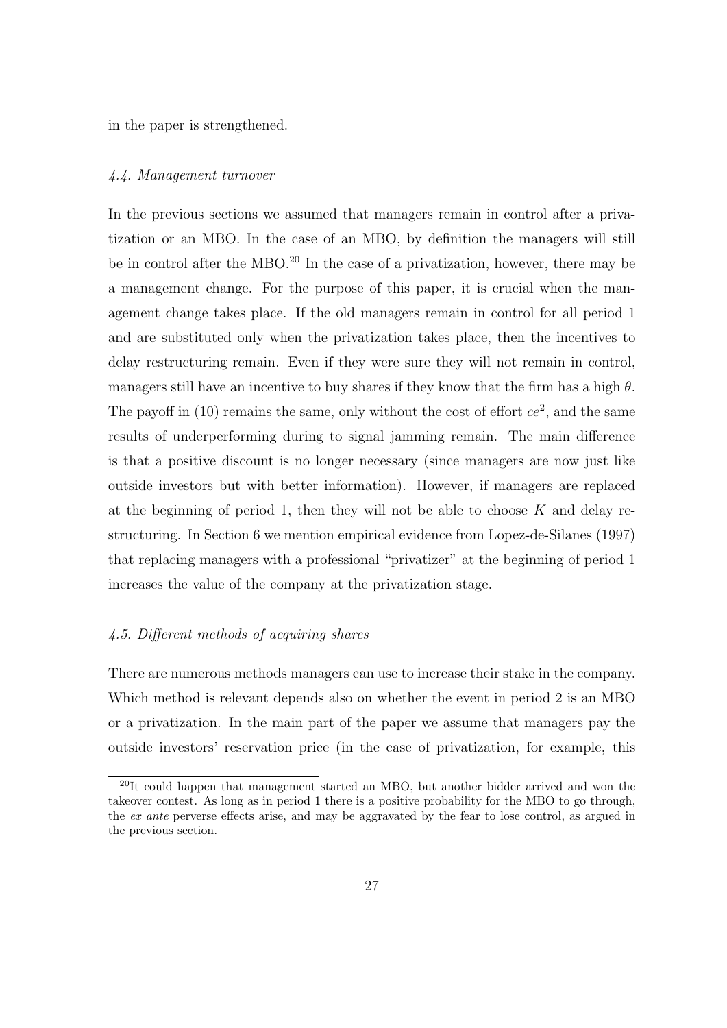in the paper is strengthened.

### *4.4. Management turnover*

In the previous sections we assumed that managers remain in control after a privatization or an MBO. In the case of an MBO, by definition the managers will still be in control after the MBO.[20] In the case of a privatization, however, there may be a management change. For the purpose of this paper, it is crucial when the management change takes place. If the old managers remain in control for all period 1 and are substituted only when the privatization takes place, then the incentives to delay restructuring remain. Even if they were sure they will not remain in control, managers still have an incentive to buy shares if they know that the firm has a high $\theta$. The payoff in (10) remains the same, only without the cost of effort $ce^2$, and the same results of underperforming during to signal jamming remain. The main difference is that a positive discount is no longer necessary (since managers are now just like outside investors but with better information). However, if managers are replaced at the beginning of period 1, then they will not be able to choose $K$ and delay restructuring. In Section 6 we mention empirical evidence from Lopez-de-Silanes (1997) that replacing managers with a professional "privatizer" at the beginning of period 1 increases the value of the company at the privatization stage.

### *4.5. Different methods of acquiring shares*

There are numerous methods managers can use to increase their stake in the company. Which method is relevant depends also on whether the event in period 2 is an MBO or a privatization. In the main part of the paper we assume that managers pay the outside investors' reservation price (in the case of privatization, for example, this

[20] It could happen that management started an MBO, but another bidder arrived and won the takeover contest. As long as in period 1 there is a positive probability for the MBO to go through, the *ex ante* perverse effects arise, and may be aggravated by the fear to lose control, as argued in the previous section.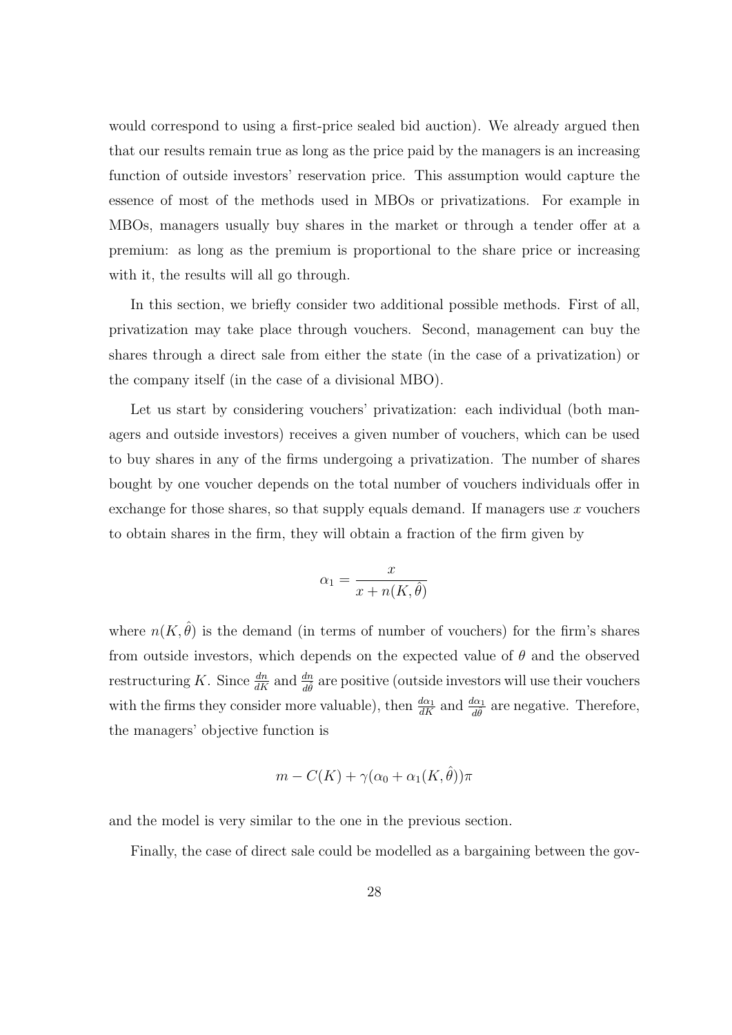would correspond to using a first-price sealed bid auction). We already argued then that our results remain true as long as the price paid by the managers is an increasing function of outside investors' reservation price. This assumption would capture the essence of most of the methods used in MBOs or privatizations. For example in MBOs, managers usually buy shares in the market or through a tender offer at a premium: as long as the premium is proportional to the share price or increasing with it, the results will all go through.

In this section, we briefly consider two additional possible methods. First of all, privatization may take place through vouchers. Second, management can buy the shares through a direct sale from either the state (in the case of a privatization) or the company itself (in the case of a divisional MBO).

Let us start by considering vouchers' privatization: each individual (both managers and outside investors) receives a given number of vouchers, which can be used to buy shares in any of the firms undergoing a privatization. The number of shares bought by one voucher depends on the total number of vouchers individuals offer in exchange for those shares, so that supply equals demand. If managers use $x$ vouchers to obtain shares in the firm, they will obtain a fraction of the firm given by

$$\alpha_1 = \frac{x}{x + n(K, \hat{\theta})}$$

where $n(K, \hat{\theta})$ is the demand (in terms of number of vouchers) for the firm's shares from outside investors, which depends on the expected value of $\theta$ and the observed restructuring $K$. Since $\frac{dn}{dK}$ and $\frac{dn}{d\hat{\theta}}$ are positive (outside investors will use their vouchers with the firms they consider more valuable), then $\frac{d\alpha_1}{dK}$ and $\frac{d\alpha_1}{d\hat{\theta}}$ are negative. Therefore, the managers' objective function is

$$m - C(K) + \gamma(\alpha_0 + \alpha_1(K, \hat{\theta}))\pi$$

and the model is very similar to the one in the previous section.

Finally, the case of direct sale could be modelled as a bargaining between the gov-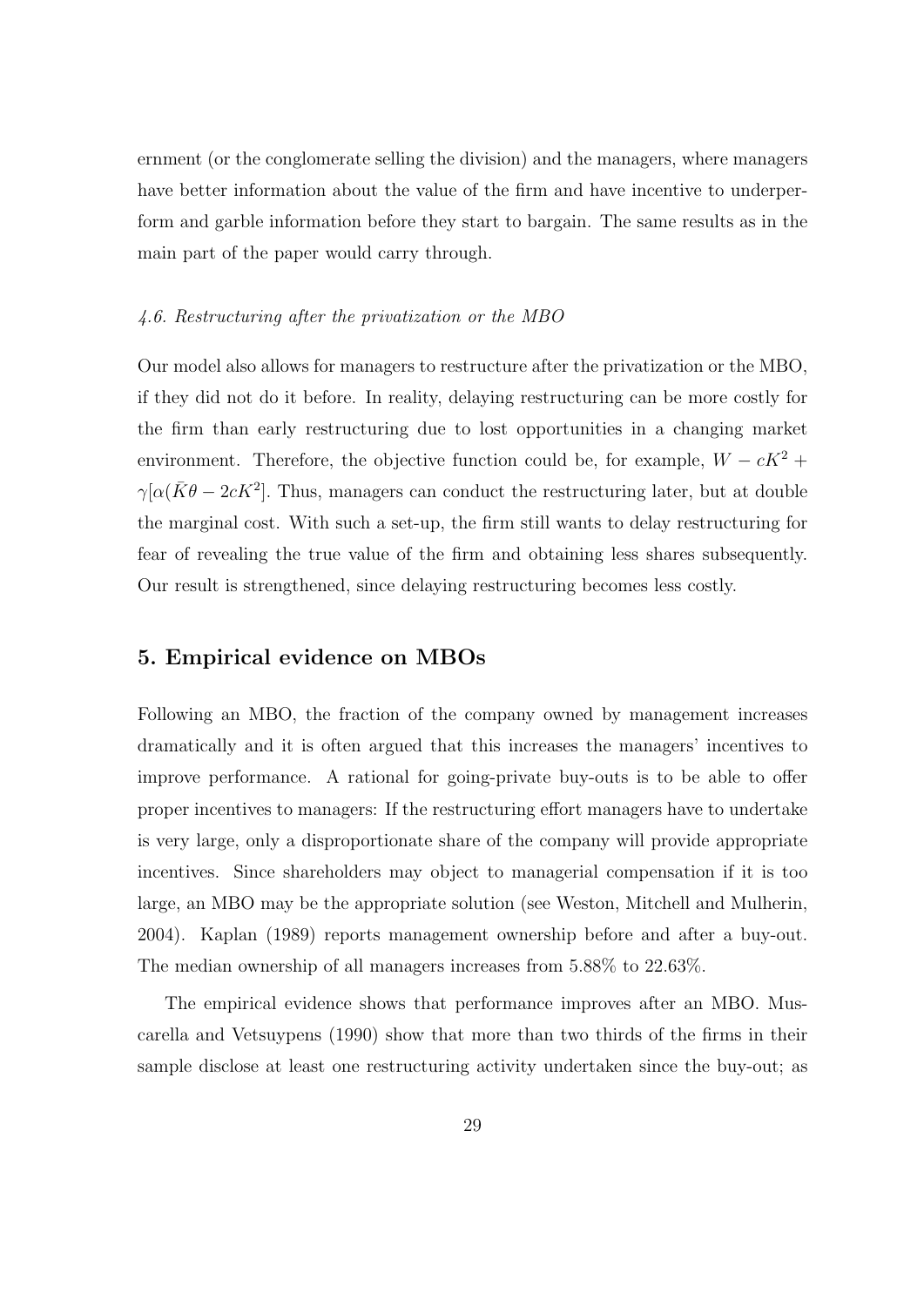ernment (or the conglomerate selling the division) and the managers, where managers have better information about the value of the firm and have incentive to underperform and garble information before they start to bargain. The same results as in the main part of the paper would carry through.

### *4.6. Restructuring after the privatization or the MBO*

Our model also allows for managers to restructure after the privatization or the MBO, if they did not do it before. In reality, delaying restructuring can be more costly for the firm than early restructuring due to lost opportunities in a changing market environment. Therefore, the objective function could be, for example, $W - cK^2 + \gamma[\alpha(\bar{K}\theta - 2cK^2]$. Thus, managers can conduct the restructuring later, but at double the marginal cost. With such a set-up, the firm still wants to delay restructuring for fear of revealing the true value of the firm and obtaining less shares subsequently. Our result is strengthened, since delaying restructuring becomes less costly.

## 5. Empirical evidence on MBOs

Following an MBO, the fraction of the company owned by management increases dramatically and it is often argued that this increases the managers' incentives to improve performance. A rational for going-private buy-outs is to be able to offer proper incentives to managers: If the restructuring effort managers have to undertake is very large, only a disproportionate share of the company will provide appropriate incentives. Since shareholders may object to managerial compensation if it is too large, an MBO may be the appropriate solution (see Weston, Mitchell and Mulherin, 2004). Kaplan (1989) reports management ownership before and after a buy-out. The median ownership of all managers increases from 5.88% to 22.63%.

The empirical evidence shows that performance improves after an MBO. Muscarella and Vetsuypens (1990) show that more than two thirds of the firms in their sample disclose at least one restructuring activity undertaken since the buy-out; as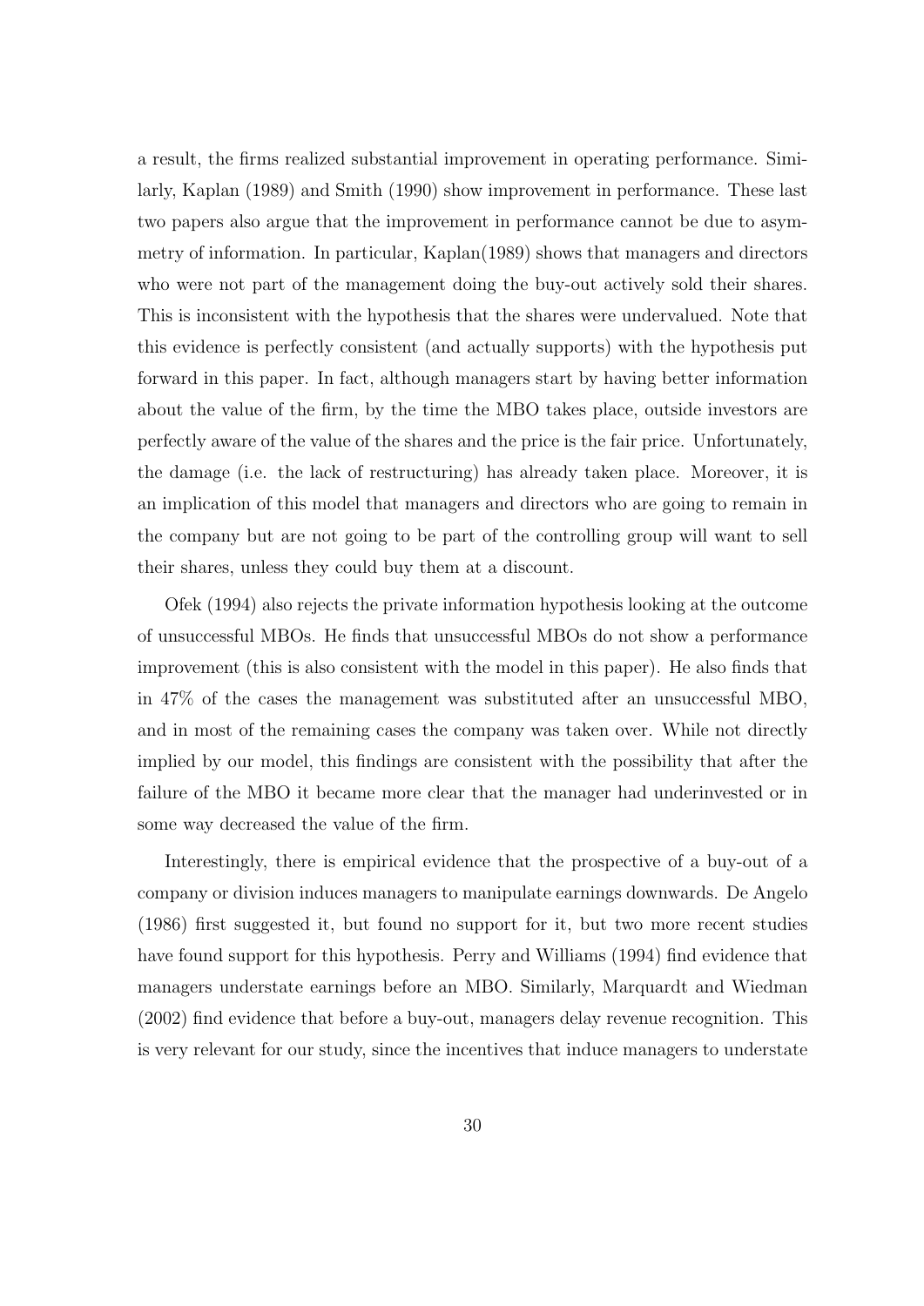a result, the firms realized substantial improvement in operating performance. Similarly, Kaplan (1989) and Smith (1990) show improvement in performance. These last two papers also argue that the improvement in performance cannot be due to asymmetry of information. In particular, Kaplan(1989) shows that managers and directors who were not part of the management doing the buy-out actively sold their shares. This is inconsistent with the hypothesis that the shares were undervalued. Note that this evidence is perfectly consistent (and actually supports) with the hypothesis put forward in this paper. In fact, although managers start by having better information about the value of the firm, by the time the MBO takes place, outside investors are perfectly aware of the value of the shares and the price is the fair price. Unfortunately, the damage (i.e. the lack of restructuring) has already taken place. Moreover, it is an implication of this model that managers and directors who are going to remain in the company but are not going to be part of the controlling group will want to sell their shares, unless they could buy them at a discount.

Ofek (1994) also rejects the private information hypothesis looking at the outcome of unsuccessful MBOs. He finds that unsuccessful MBOs do not show a performance improvement (this is also consistent with the model in this paper). He also finds that in 47% of the cases the management was substituted after an unsuccessful MBO, and in most of the remaining cases the company was taken over. While not directly implied by our model, this findings are consistent with the possibility that after the failure of the MBO it became more clear that the manager had underinvested or in some way decreased the value of the firm.

Interestingly, there is empirical evidence that the prospective of a buy-out of a company or division induces managers to manipulate earnings downwards. De Angelo (1986) first suggested it, but found no support for it, but two more recent studies have found support for this hypothesis. Perry and Williams (1994) find evidence that managers understate earnings before an MBO. Similarly, Marquardt and Wiedman (2002) find evidence that before a buy-out, managers delay revenue recognition. This is very relevant for our study, since the incentives that induce managers to understate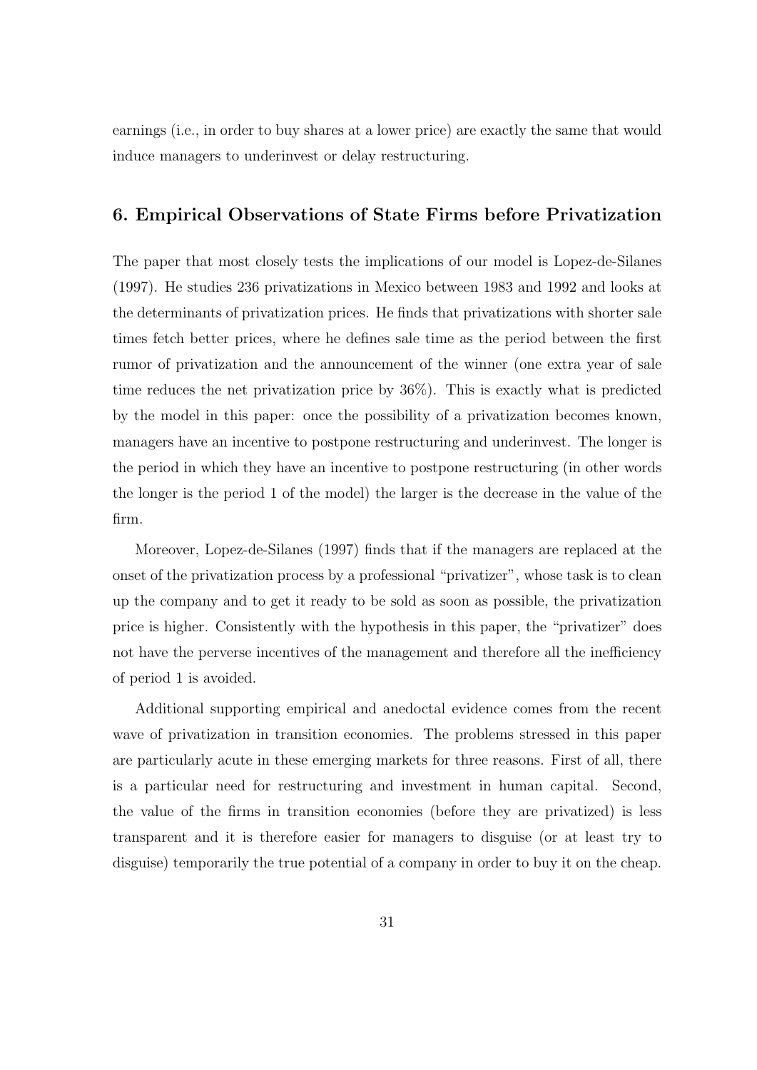earnings (i.e., in order to buy shares at a lower price) are exactly the same that would induce managers to underinvest or delay restructuring.

## 6. Empirical Observations of State Firms before Privatization

The paper that most closely tests the implications of our model is Lopez-de-Silanes (1997). He studies 236 privatizations in Mexico between 1983 and 1992 and looks at the determinants of privatization prices. He finds that privatizations with shorter sale times fetch better prices, where he defines sale time as the period between the first rumor of privatization and the announcement of the winner (one extra year of sale time reduces the net privatization price by 36%). This is exactly what is predicted by the model in this paper: once the possibility of a privatization becomes known, managers have an incentive to postpone restructuring and underinvest. The longer is the period in which they have an incentive to postpone restructuring (in other words the longer is the period 1 of the model) the larger is the decrease in the value of the firm.

Moreover, Lopez-de-Silanes (1997) finds that if the managers are replaced at the onset of the privatization process by a professional "privatizer", whose task is to clean up the company and to get it ready to be sold as soon as possible, the privatization price is higher. Consistently with the hypothesis in this paper, the "privatizer" does not have the perverse incentives of the management and therefore all the inefficiency of period 1 is avoided.

Additional supporting empirical and anedoctal evidence comes from the recent wave of privatization in transition economies. The problems stressed in this paper are particularly acute in these emerging markets for three reasons. First of all, there is a particular need for restructuring and investment in human capital. Second, the value of the firms in transition economies (before they are privatized) is less transparent and it is therefore easier for managers to disguise (or at least try to disguise) temporarily the true potential of a company in order to buy it on the cheap.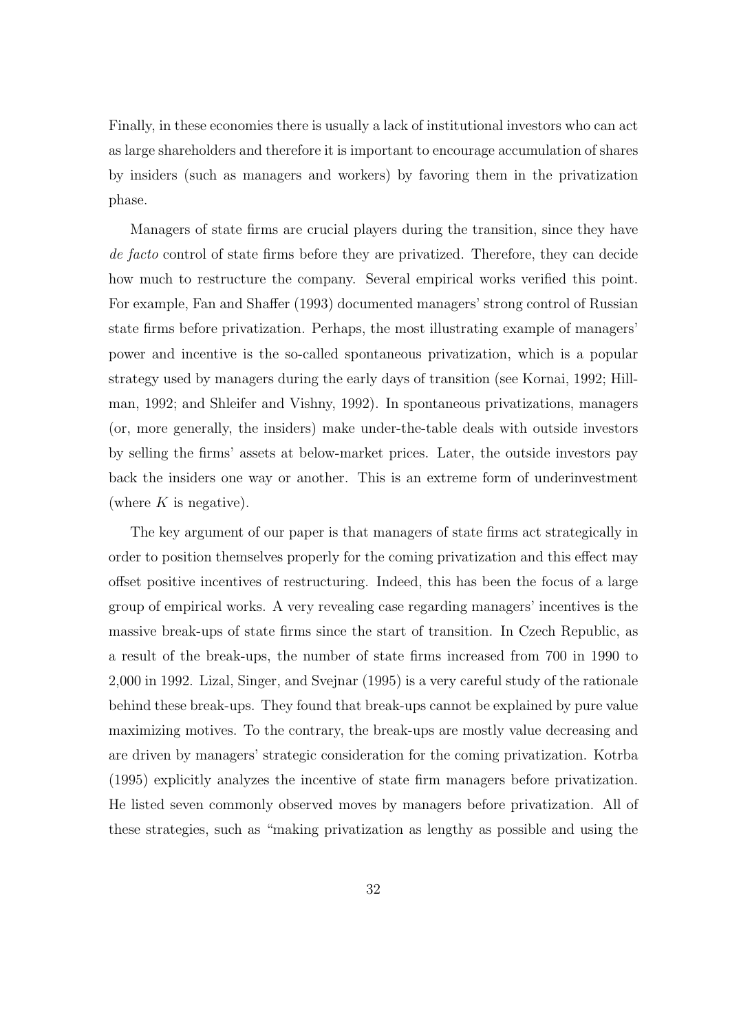Finally, in these economies there is usually a lack of institutional investors who can act as large shareholders and therefore it is important to encourage accumulation of shares by insiders (such as managers and workers) by favoring them in the privatization phase.

Managers of state firms are crucial players during the transition, since they have *de facto* control of state firms before they are privatized. Therefore, they can decide how much to restructure the company. Several empirical works verified this point. For example, Fan and Shaffer (1993) documented managers' strong control of Russian state firms before privatization. Perhaps, the most illustrating example of managers' power and incentive is the so-called spontaneous privatization, which is a popular strategy used by managers during the early days of transition (see Kornai, 1992; Hillman, 1992; and Shleifer and Vishny, 1992). In spontaneous privatizations, managers (or, more generally, the insiders) make under-the-table deals with outside investors by selling the firms' assets at below-market prices. Later, the outside investors pay back the insiders one way or another. This is an extreme form of underinvestment (where $K$ is negative).

The key argument of our paper is that managers of state firms act strategically in order to position themselves properly for the coming privatization and this effect may offset positive incentives of restructuring. Indeed, this has been the focus of a large group of empirical works. A very revealing case regarding managers' incentives is the massive break-ups of state firms since the start of transition. In Czech Republic, as a result of the break-ups, the number of state firms increased from 700 in 1990 to 2,000 in 1992. Lizal, Singer, and Svejnar (1995) is a very careful study of the rationale behind these break-ups. They found that break-ups cannot be explained by pure value maximizing motives. To the contrary, the break-ups are mostly value decreasing and are driven by managers' strategic consideration for the coming privatization. Kotrba (1995) explicitly analyzes the incentive of state firm managers before privatization. He listed seven commonly observed moves by managers before privatization. All of these strategies, such as "making privatization as lengthy as possible and using the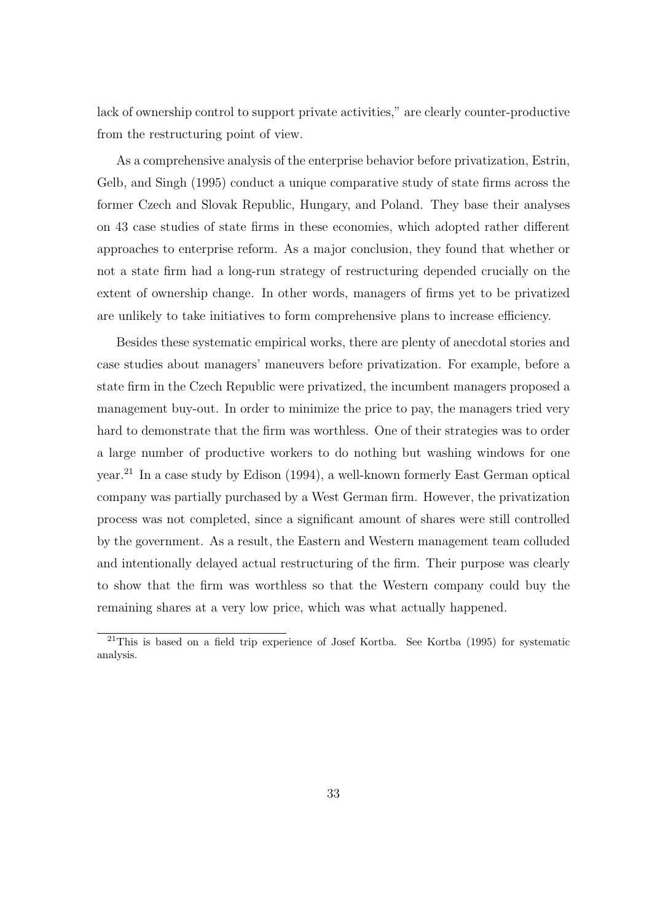lack of ownership control to support private activities," are clearly counter-productive from the restructuring point of view.

As a comprehensive analysis of the enterprise behavior before privatization, Estrin, Gelb, and Singh (1995) conduct a unique comparative study of state firms across the former Czech and Slovak Republic, Hungary, and Poland. They base their analyses on 43 case studies of state firms in these economies, which adopted rather different approaches to enterprise reform. As a major conclusion, they found that whether or not a state firm had a long-run strategy of restructuring depended crucially on the extent of ownership change. In other words, managers of firms yet to be privatized are unlikely to take initiatives to form comprehensive plans to increase efficiency.

Besides these systematic empirical works, there are plenty of anecdotal stories and case studies about managers' maneuvers before privatization. For example, before a state firm in the Czech Republic were privatized, the incumbent managers proposed a management buy-out. In order to minimize the price to pay, the managers tried very hard to demonstrate that the firm was worthless. One of their strategies was to order a large number of productive workers to do nothing but washing windows for one year.[21] In a case study by Edison (1994), a well-known formerly East German optical company was partially purchased by a West German firm. However, the privatization process was not completed, since a significant amount of shares were still controlled by the government. As a result, the Eastern and Western management team colluded and intentionally delayed actual restructuring of the firm. Their purpose was clearly to show that the firm was worthless so that the Western company could buy the remaining shares at a very low price, which was what actually happened.

[21] This is based on a field trip experience of Josef Kortba. See Kortba (1995) for systematic analysis.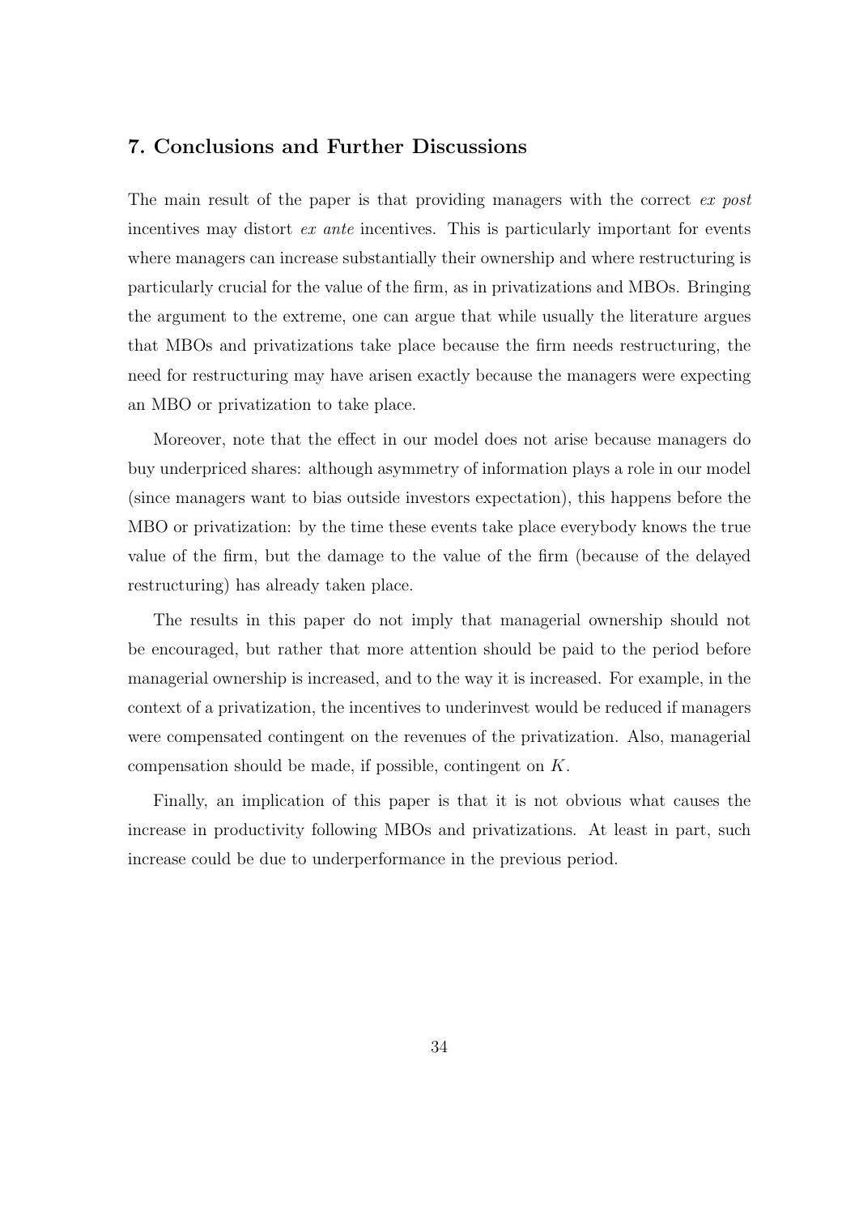## 7. Conclusions and Further Discussions

The main result of the paper is that providing managers with the correct *ex post* incentives may distort *ex ante* incentives. This is particularly important for events where managers can increase substantially their ownership and where restructuring is particularly crucial for the value of the firm, as in privatizations and MBOs. Bringing the argument to the extreme, one can argue that while usually the literature argues that MBOs and privatizations take place because the firm needs restructuring, the need for restructuring may have arisen exactly because the managers were expecting an MBO or privatization to take place.

Moreover, note that the effect in our model does not arise because managers do buy underpriced shares: although asymmetry of information plays a role in our model (since managers want to bias outside investors expectation), this happens before the MBO or privatization: by the time these events take place everybody knows the true value of the firm, but the damage to the value of the firm (because of the delayed restructuring) has already taken place.

The results in this paper do not imply that managerial ownership should not be encouraged, but rather that more attention should be paid to the period before managerial ownership is increased, and to the way it is increased. For example, in the context of a privatization, the incentives to underinvest would be reduced if managers were compensated contingent on the revenues of the privatization. Also, managerial compensation should be made, if possible, contingent on $K$.

Finally, an implication of this paper is that it is not obvious what causes the increase in productivity following MBOs and privatizations. At least in part, such increase could be due to underperformance in the previous period.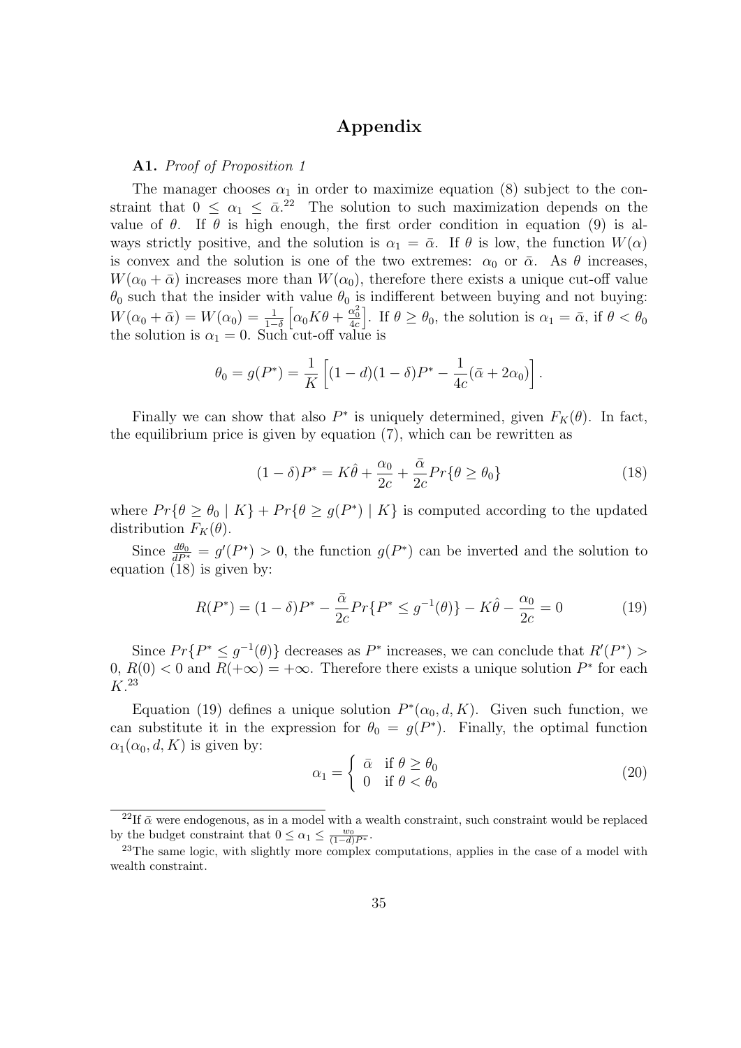# Appendix

**A1.** *Proof of Proposition 1*

The manager chooses $\alpha_1$ in order to maximize equation (8) subject to the constraint that $0 \leq \alpha_1 \leq \bar{\alpha}$.[22] The solution to such maximization depends on the value of $\theta$. If $\theta$ is high enough, the first order condition in equation (9) is always strictly positive, and the solution is $\alpha_1 = \bar{\alpha}$. If $\theta$ is low, the function $W(\alpha)$ is convex and the solution is one of the two extremes: $\alpha_0$ or $\bar{\alpha}$. As $\theta$ increases, $W(\alpha_0 + \bar{\alpha})$ increases more than $W(\alpha_0)$, therefore there exists a unique cut-off value $\theta_0$ such that the insider with value $\theta_0$ is indifferent between buying and not buying: $W(\alpha_0 + \bar{\alpha}) = W(\alpha_0) = \frac{1}{1-\delta}\left[\alpha_0 K\theta + \frac{\alpha_0^2}{4c}\right]$. If $\theta \geq \theta_0$, the solution is $\alpha_1 = \bar{\alpha}$, if $\theta < \theta_0$ the solution is $\alpha_1 = 0$. Such cut-off value is

$$\theta_0 = g(P^*) = \frac{1}{K}\left[(1-d)(1-\delta)P^* - \frac{1}{4c}(\bar{\alpha} + 2\alpha_0)\right].$$

Finally we can show that also $P^*$ is uniquely determined, given $F_K(\theta)$. In fact, the equilibrium price is given by equation (7), which can be rewritten as

$$(1-\delta)P^* = K\hat{\theta} + \frac{\alpha_0}{2c} + \frac{\bar{\alpha}}{2c}Pr\{\theta \geq \theta_0\} \tag{18}$$

where $Pr\{\theta \geq \theta_0 \mid K\} + Pr\{\theta \geq g(P^*) \mid K\}$ is computed according to the updated distribution $F_K(\theta)$.

Since $\frac{d\theta_0}{dP^*} = g'(P^*) > 0$, the function $g(P^*)$ can be inverted and the solution to equation (18) is given by:

$$R(P^*) = (1-\delta)P^* - \frac{\bar{\alpha}}{2c}Pr\{P^* \leq g^{-1}(\theta)\} - K\hat{\theta} - \frac{\alpha_0}{2c} = 0 \tag{19}$$

Since $Pr\{P^* \leq g^{-1}(\theta)\}$ decreases as $P^*$ increases, we can conclude that $R'(P^*) > 0$, $R(0) < 0$ and $R(+\infty) = +\infty$. Therefore there exists a unique solution $P^*$ for each $K$.[23]

Equation (19) defines a unique solution $P^*(\alpha_0, d, K)$. Given such function, we can substitute it in the expression for $\theta_0 = g(P^*)$. Finally, the optimal function $\alpha_1(\alpha_0, d, K)$ is given by:

$$\alpha_1 = \begin{cases} \bar{\alpha} & \text{if } \theta \geq \theta_0 \\ 0 & \text{if } \theta < \theta_0 \end{cases} \tag{20}$$

[22] If $\bar{\alpha}$ were endogenous, as in a model with a wealth constraint, such constraint would be replaced by the budget constraint that $0 \leq \alpha_1 \leq \frac{w_0}{(1-d)P^*}$.

[23] The same logic, with slightly more complex computations, applies in the case of a model with wealth constraint.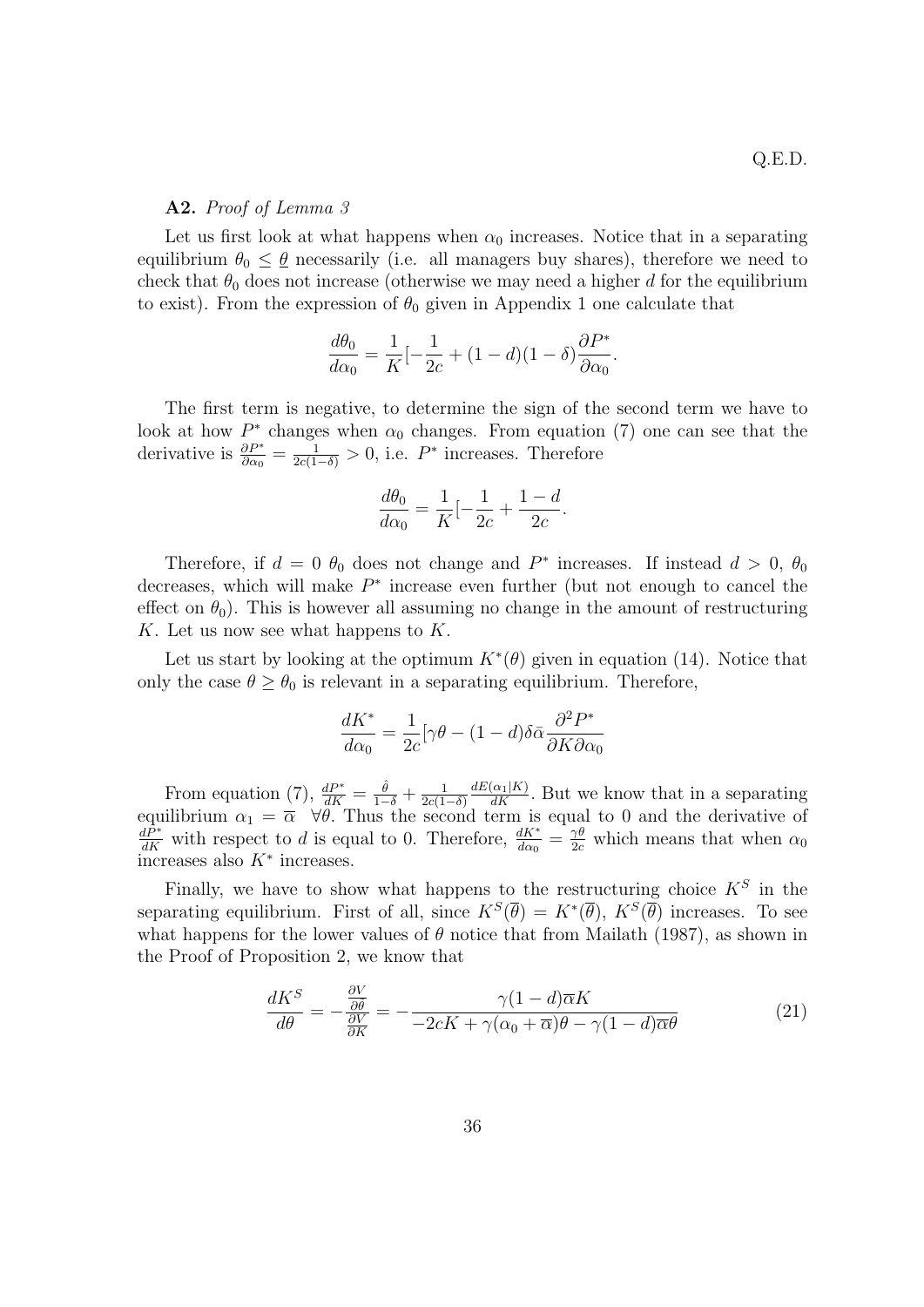Q.E.D.

**A2.** *Proof of Lemma 3*

Let us first look at what happens when $\alpha_0$ increases. Notice that in a separating equilibrium $\theta_0 \leq \underline{\theta}$ necessarily (i.e. all managers buy shares), therefore we need to check that $\theta_0$ does not increase (otherwise we may need a higher $d$ for the equilibrium to exist). From the expression of $\theta_0$ given in Appendix 1 one calculate that

$$\frac{d\theta_0}{d\alpha_0} = \frac{1}{K}[-\frac{1}{2c} + (1-d)(1-\delta)\frac{\partial P^*}{\partial \alpha_0}.$$

The first term is negative, to determine the sign of the second term we have to look at how $P^*$ changes when $\alpha_0$ changes. From equation (7) one can see that the derivative is $\frac{\partial P^*}{\partial \alpha_0} = \frac{1}{2c(1-\delta)} > 0$, i.e. $P^*$ increases. Therefore

$$\frac{d\theta_0}{d\alpha_0} = \frac{1}{K}[-\frac{1}{2c} + \frac{1-d}{2c}.$$

Therefore, if $d = 0$ $\theta_0$ does not change and $P^*$ increases. If instead $d > 0$, $\theta_0$ decreases, which will make $P^*$ increase even further (but not enough to cancel the effect on $\theta_0$). This is however all assuming no change in the amount of restructuring $K$. Let us now see what happens to $K$.

Let us start by looking at the optimum $K^*(\theta)$ given in equation (14). Notice that only the case $\theta \geq \theta_0$ is relevant in a separating equilibrium. Therefore,

$$\frac{dK^*}{d\alpha_0} = \frac{1}{2c}[\gamma\theta - (1-d)\delta\bar{\alpha}\frac{\partial^2 P^*}{\partial K \partial \alpha_0}$$

From equation (7), $\frac{dP^*}{dK} = \frac{\hat{\theta}}{1-\delta} + \frac{1}{2c(1-\delta)}\frac{dE(\alpha_1|K)}{dK}$. But we know that in a separating equilibrium $\alpha_1 = \overline{\alpha}$ $\forall \theta$. Thus the second term is equal to 0 and the derivative of $\frac{dP^*}{dK}$ with respect to $d$ is equal to 0. Therefore, $\frac{dK^*}{d\alpha_0} = \frac{\gamma\theta}{2c}$ which means that when $\alpha_0$ increases also $K^*$ increases.

Finally, we have to show what happens to the restructuring choice $K^S$ in the separating equilibrium. First of all, since $K^S(\overline{\theta}) = K^*(\overline{\theta})$, $K^S(\overline{\theta})$ increases. To see what happens for the lower values of $\theta$ notice that from Mailath (1987), as shown in the Proof of Proposition 2, we know that

$$\frac{dK^S}{d\theta} = -\frac{\frac{\partial V}{\partial \theta}}{\frac{\partial V}{\partial K}} = -\frac{\gamma(1-d)\overline{\alpha}K}{-2cK + \gamma(\alpha_0 + \overline{\alpha})\theta - \gamma(1-d)\overline{\alpha}\theta} \tag{21}$$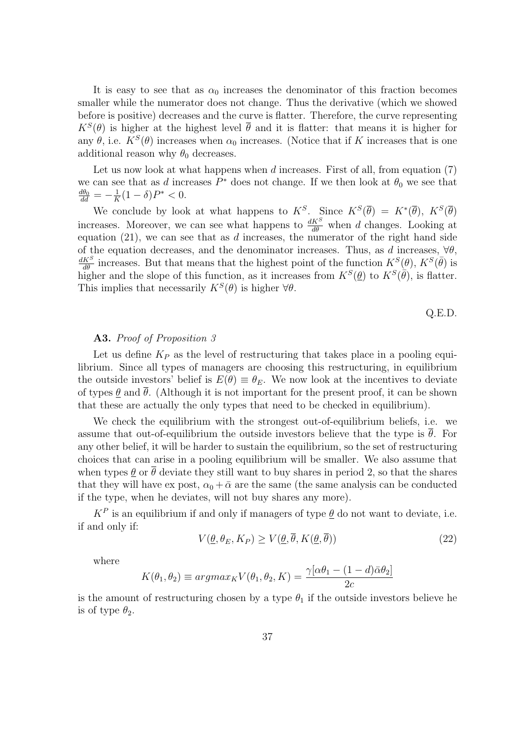It is easy to see that as $\alpha_0$ increases the denominator of this fraction becomes smaller while the numerator does not change. Thus the derivative (which we showed before is positive) decreases and the curve is flatter. Therefore, the curve representing $K^S(\theta)$ is higher at the highest level $\overline{\theta}$ and it is flatter: that means it is higher for any $\theta$, i.e. $K^S(\theta)$ increases when $\alpha_0$ increases. (Notice that if $K$ increases that is one additional reason why $\theta_0$ decreases.

Let us now look at what happens when $d$ increases. First of all, from equation (7) we can see that as $d$ increases $P^*$ does not change. If we then look at $\theta_0$ we see that $\frac{d\theta_0}{dd} = -\frac{1}{K}(1-\delta)P^* < 0$.

We conclude by look at what happens to $K^S$. Since $K^S(\overline{\theta}) = K^*(\overline{\theta})$, $K^S(\overline{\theta})$ increases. Moreover, we can see what happens to $\frac{dK^S}{d\theta}$ when $d$ changes. Looking at equation (21), we can see that as $d$ increases, the numerator of the right hand side of the equation decreases, and the denominator increases. Thus, as $d$ increases, $\forall\theta$, $\frac{dK^S}{d\theta}$ increases. But that means that the highest point of the function $K^S(\theta)$, $K^S(\bar{\theta})$ is higher and the slope of this function, as it increases from $K^S(\underline{\theta})$ to $K^S(\bar{\theta})$, is flatter. This implies that necessarily $K^S(\theta)$ is higher $\forall\theta$.

Q.E.D.

**A3.** *Proof of Proposition 3*

Let us define $K_P$ as the level of restructuring that takes place in a pooling equilibrium. Since all types of managers are choosing this restructuring, in equilibrium the outside investors' belief is $E(\theta) \equiv \theta_E$. We now look at the incentives to deviate of types $\underline{\theta}$ and $\overline{\theta}$. (Although it is not important for the present proof, it can be shown that these are actually the only types that need to be checked in equilibrium).

We check the equilibrium with the strongest out-of-equilibrium beliefs, i.e. we assume that out-of-equilibrium the outside investors believe that the type is $\overline{\theta}$. For any other belief, it will be harder to sustain the equilibrium, so the set of restructuring choices that can arise in a pooling equilibrium will be smaller. We also assume that when types $\underline{\theta}$ or $\overline{\theta}$ deviate they still want to buy shares in period 2, so that the shares that they will have ex post, $\alpha_0 + \bar{\alpha}$ are the same (the same analysis can be conducted if the type, when he deviates, will not buy shares any more).

$K^P$ is an equilibrium if and only if managers of type $\underline{\theta}$ do not want to deviate, i.e. if and only if:

$$V(\underline{\theta}, \theta_E, K_P) \geq V(\underline{\theta}, \overline{\theta}, K(\underline{\theta}, \overline{\theta})) \tag{22}$$

where

$$K(\theta_1, \theta_2) \equiv argmax_K V(\theta_1, \theta_2, K) = \frac{\gamma[\alpha\theta_1 - (1-d)\bar{\alpha}\theta_2]}{2c}$$

is the amount of restructuring chosen by a type $\theta_1$ if the outside investors believe he is of type $\theta_2$.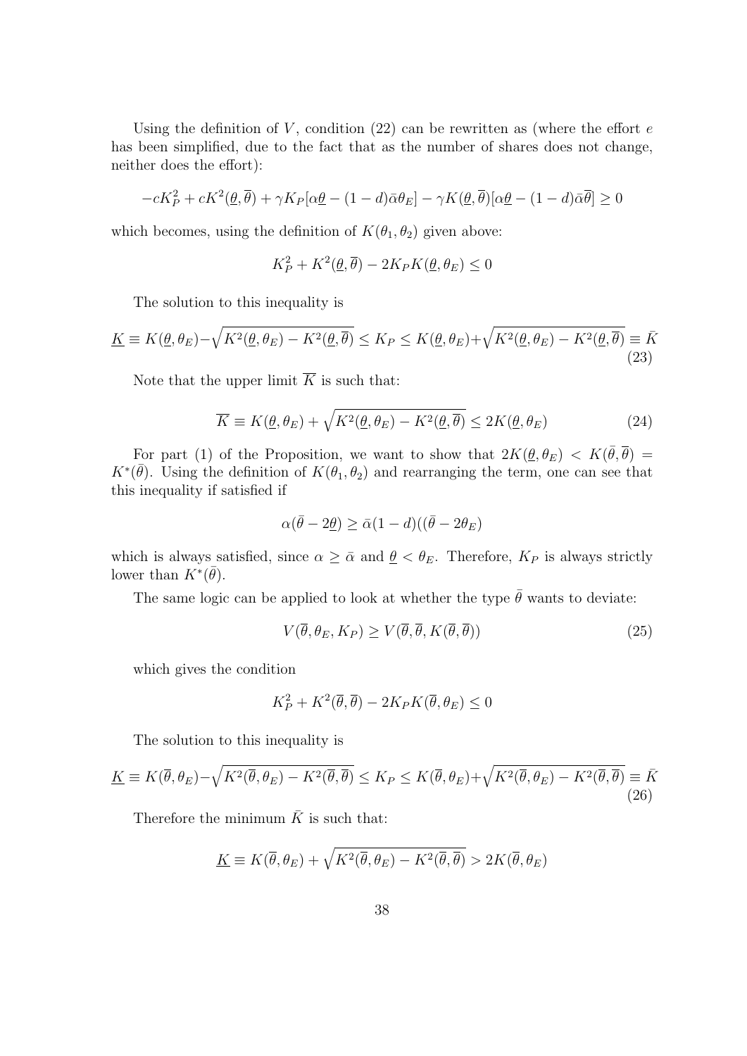Using the definition of $V$, condition (22) can be rewritten as (where the effort $e$ has been simplified, due to the fact that as the number of shares does not change, neither does the effort):

$$-cK_P^2 + cK^2(\underline{\theta}, \overline{\theta}) + \gamma K_P[\alpha\underline{\theta} - (1-d)\bar{\alpha}\theta_E] - \gamma K(\underline{\theta}, \overline{\theta})[\alpha\underline{\theta} - (1-d)\bar{\alpha}\overline{\theta}] \geq 0$$

which becomes, using the definition of $K(\theta_1, \theta_2)$ given above:

$$K_P^2 + K^2(\underline{\theta}, \overline{\theta}) - 2K_P K(\underline{\theta}, \theta_E) \leq 0$$

The solution to this inequality is

$$\underline{K} \equiv K(\underline{\theta}, \theta_E) - \sqrt{K^2(\underline{\theta}, \theta_E) - K^2(\underline{\theta}, \overline{\theta})} \leq K_P \leq K(\underline{\theta}, \theta_E) + \sqrt{K^2(\underline{\theta}, \theta_E) - K^2(\underline{\theta}, \overline{\theta})} \equiv \bar{K} \tag{23}$$

Note that the upper limit $\overline{K}$ is such that:

$$\overline{K} \equiv K(\underline{\theta}, \theta_E) + \sqrt{K^2(\underline{\theta}, \theta_E) - K^2(\underline{\theta}, \overline{\theta})} \leq 2K(\underline{\theta}, \theta_E) \tag{24}$$

For part (1) of the Proposition, we want to show that $2K(\underline{\theta}, \theta_E) < K(\bar{\theta}, \overline{\theta}) = K^*(\bar{\theta})$. Using the definition of $K(\theta_1, \theta_2)$ and rearranging the term, one can see that this inequality if satisfied if

$$\alpha(\bar{\theta} - 2\underline{\theta}) \geq \bar{\alpha}(1-d)((\bar{\theta} - 2\theta_E)$$

which is always satisfied, since $\alpha \geq \bar{\alpha}$ and $\underline{\theta} < \theta_E$. Therefore, $K_P$ is always strictly lower than $K^*(\bar{\theta})$.

The same logic can be applied to look at whether the type $\bar{\theta}$ wants to deviate:

$$V(\overline{\theta}, \theta_E, K_P) \geq V(\overline{\theta}, \overline{\theta}, K(\overline{\theta}, \overline{\theta})) \tag{25}$$

which gives the condition

$$K_P^2 + K^2(\overline{\theta}, \overline{\theta}) - 2K_P K(\overline{\theta}, \theta_E) \leq 0$$

The solution to this inequality is

$$\underline{K} \equiv K(\overline{\theta}, \theta_E) - \sqrt{K^2(\overline{\theta}, \theta_E) - K^2(\overline{\theta}, \overline{\theta})} \leq K_P \leq K(\overline{\theta}, \theta_E) + \sqrt{K^2(\overline{\theta}, \theta_E) - K^2(\overline{\theta}, \overline{\theta})} \equiv \bar{K} \tag{26}$$

Therefore the minimum $\bar{K}$ is such that:

$$\underline{K} \equiv K(\overline{\theta}, \theta_E) + \sqrt{K^2(\overline{\theta}, \theta_E) - K^2(\overline{\theta}, \overline{\theta})} > 2K(\overline{\theta}, \theta_E)$$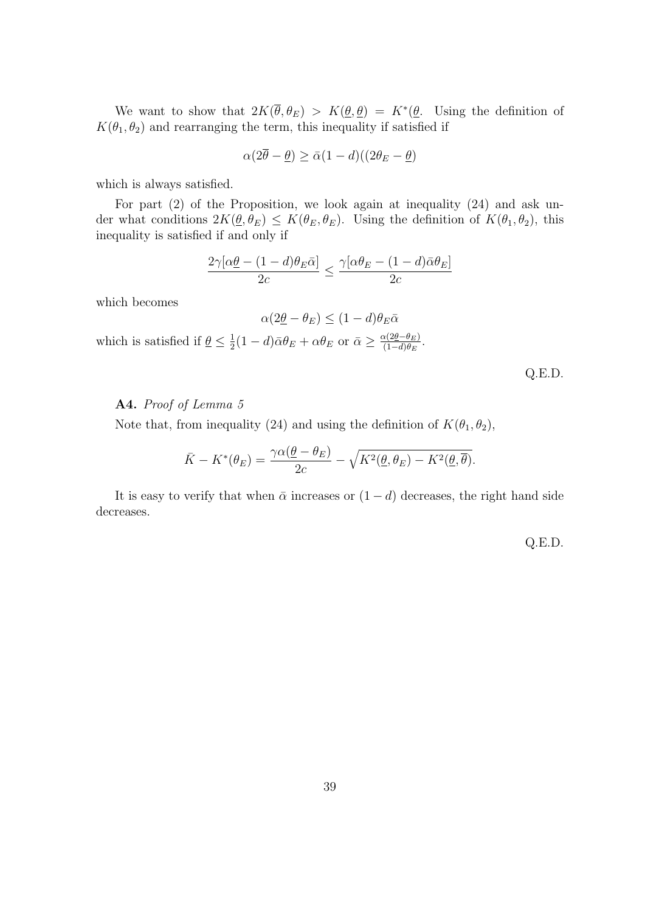We want to show that $2K(\overline{\theta}, \theta_E) > K(\underline{\theta}, \underline{\theta}) = K^*(\underline{\theta}$. Using the definition of $K(\theta_1, \theta_2)$ and rearranging the term, this inequality if satisfied if

$$\alpha(2\overline{\theta} - \underline{\theta}) \geq \bar{\alpha}(1-d)((2\theta_E - \underline{\theta})$$

which is always satisfied.

For part (2) of the Proposition, we look again at inequality (24) and ask under what conditions $2K(\underline{\theta}, \theta_E) \leq K(\theta_E, \theta_E)$. Using the definition of $K(\theta_1, \theta_2)$, this inequality is satisfied if and only if

$$\frac{2\gamma[\alpha\underline{\theta} - (1-d)\theta_E\bar{\alpha}]}{2c} \leq \frac{\gamma[\alpha\theta_E - (1-d)\bar{\alpha}\theta_E]}{2c}$$

which becomes

$$\alpha(2\underline{\theta} - \theta_E) \leq (1-d)\theta_E\bar{\alpha}$$

which is satisfied if $\underline{\theta} \leq \frac{1}{2}(1-d)\bar{\alpha}\theta_E + \alpha\theta_E$ or $\bar{\alpha} \geq \frac{\alpha(2\underline{\theta}-\theta_E)}{(1-d)\theta_E}$.

Q.E.D.

**A4.** *Proof of Lemma 5*

Note that, from inequality (24) and using the definition of $K(\theta_1, \theta_2)$,

$$\bar{K} - K^*(\theta_E) = \frac{\gamma\alpha(\underline{\theta} - \theta_E)}{2c} - \sqrt{K^2(\underline{\theta}, \theta_E) - K^2(\underline{\theta}, \overline{\theta})}.$$

It is easy to verify that when $\bar{\alpha}$ increases or $(1-d)$ decreases, the right hand side decreases.

Q.E.D.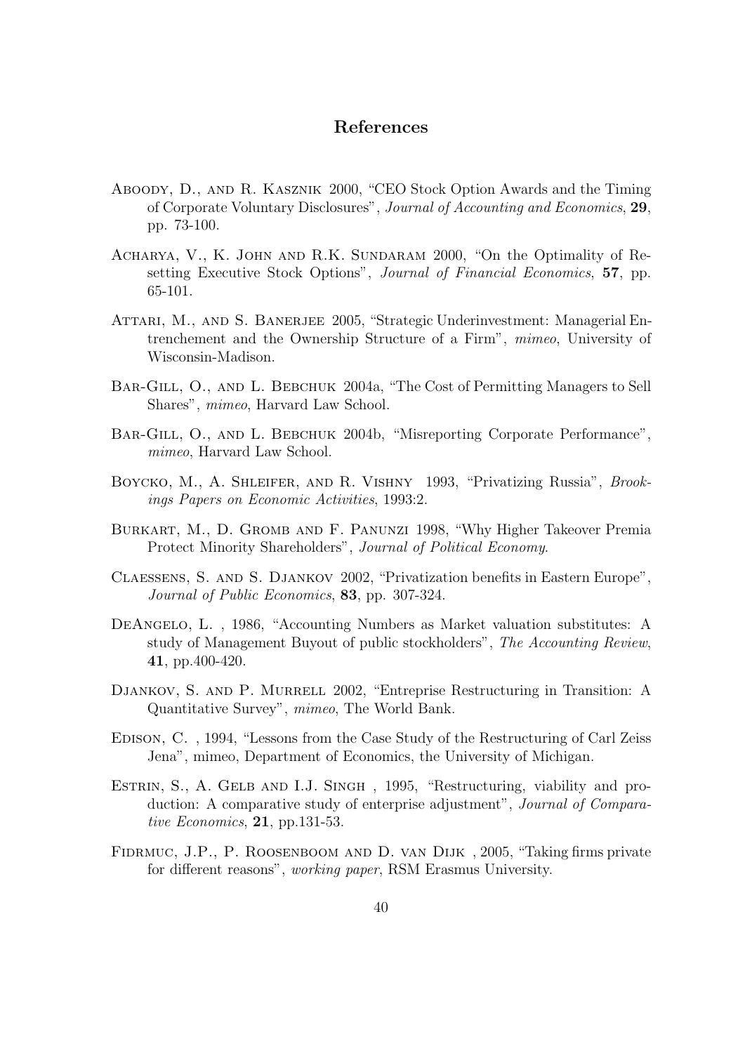# References

Aboody, D., and R. Kasznik 2000, "CEO Stock Option Awards and the Timing of Corporate Voluntary Disclosures", *Journal of Accounting and Economics*, **29**, pp. 73-100.

Acharya, V., K. John and R.K. Sundaram 2000, "On the Optimality of Resetting Executive Stock Options", *Journal of Financial Economics*, **57**, pp. 65-101.

Attari, M., and S. Banerjee 2005, "Strategic Underinvestment: Managerial Entrenchement and the Ownership Structure of a Firm", *mimeo*, University of Wisconsin-Madison.

Bar-Gill, O., and L. Bebchuk 2004a, "The Cost of Permitting Managers to Sell Shares", *mimeo*, Harvard Law School.

Bar-Gill, O., and L. Bebchuk 2004b, "Misreporting Corporate Performance", *mimeo*, Harvard Law School.

Boycko, M., A. Shleifer, and R. Vishny 1993, "Privatizing Russia", *Brookings Papers on Economic Activities*, 1993:2.

Burkart, M., D. Gromb and F. Panunzi 1998, "Why Higher Takeover Premia Protect Minority Shareholders", *Journal of Political Economy*.

Claessens, S. and S. Djankov 2002, "Privatization benefits in Eastern Europe", *Journal of Public Economics*, **83**, pp. 307-324.

DeAngelo, L. , 1986, "Accounting Numbers as Market valuation substitutes: A study of Management Buyout of public stockholders", *The Accounting Review*, **41**, pp.400-420.

Djankov, S. and P. Murrell 2002, "Entreprise Restructuring in Transition: A Quantitative Survey", *mimeo*, The World Bank.

Edison, C. , 1994, "Lessons from the Case Study of the Restructuring of Carl Zeiss Jena", mimeo, Department of Economics, the University of Michigan.

Estrin, S., A. Gelb and I.J. Singh , 1995, "Restructuring, viability and production: A comparative study of enterprise adjustment", *Journal of Comparative Economics*, **21**, pp.131-53.

Fidrmuc, J.P., P. Roosenboom and D. van Dijk , 2005, "Taking firms private for different reasons", *working paper*, RSM Erasmus University.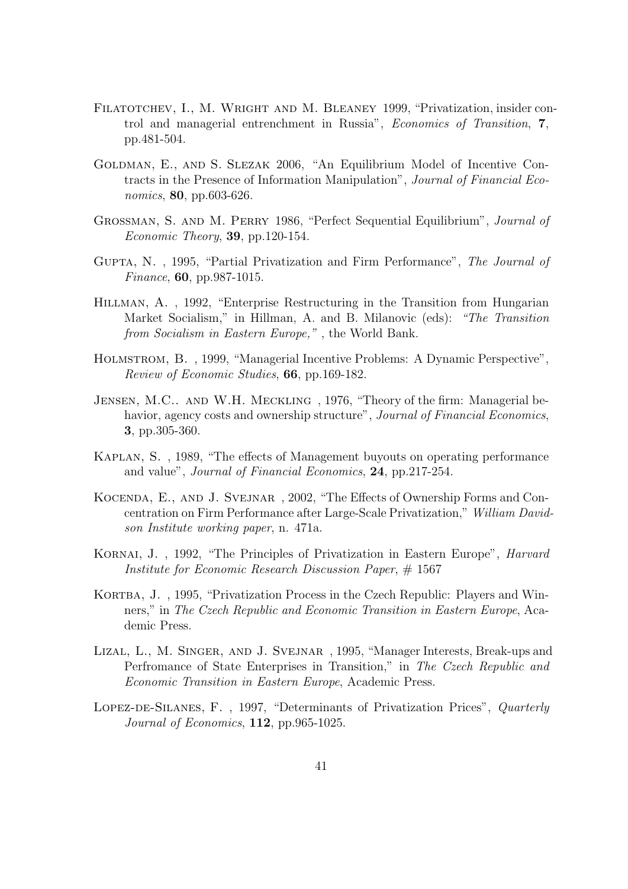Filatotchev, I., M. Wright and M. Bleaney 1999, "Privatization, insider control and managerial entrenchment in Russia", *Economics of Transition*, **7**, pp.481-504.

Goldman, E., and S. Slezak 2006, "An Equilibrium Model of Incentive Contracts in the Presence of Information Manipulation", *Journal of Financial Economics*, **80**, pp.603-626.

Grossman, S. and M. Perry 1986, "Perfect Sequential Equilibrium", *Journal of Economic Theory*, **39**, pp.120-154.

Gupta, N. , 1995, "Partial Privatization and Firm Performance", *The Journal of Finance*, **60**, pp.987-1015.

Hillman, A. , 1992, "Enterprise Restructuring in the Transition from Hungarian Market Socialism," in Hillman, A. and B. Milanovic (eds): *"The Transition from Socialism in Eastern Europe,"* , the World Bank.

Holmstrom, B. , 1999, "Managerial Incentive Problems: A Dynamic Perspective", *Review of Economic Studies*, **66**, pp.169-182.

Jensen, M.C.. and W.H. Meckling , 1976, "Theory of the firm: Managerial behavior, agency costs and ownership structure", *Journal of Financial Economics*, **3**, pp.305-360.

Kaplan, S. , 1989, "The effects of Management buyouts on operating performance and value", *Journal of Financial Economics*, **24**, pp.217-254.

Kocenda, E., and J. Svejnar , 2002, "The Effects of Ownership Forms and Concentration on Firm Performance after Large-Scale Privatization," *William Davidson Institute working paper*, n. 471a.

Kornai, J. , 1992, "The Principles of Privatization in Eastern Europe", *Harvard Institute for Economic Research Discussion Paper*, # 1567

Kortba, J. , 1995, "Privatization Process in the Czech Republic: Players and Winners," in *The Czech Republic and Economic Transition in Eastern Europe*, Academic Press.

Lizal, L., M. Singer, and J. Svejnar , 1995, "Manager Interests, Break-ups and Perfromance of State Enterprises in Transition," in *The Czech Republic and Economic Transition in Eastern Europe*, Academic Press.

Lopez-de-Silanes, F. , 1997, "Determinants of Privatization Prices", *Quarterly Journal of Economics*, **112**, pp.965-1025.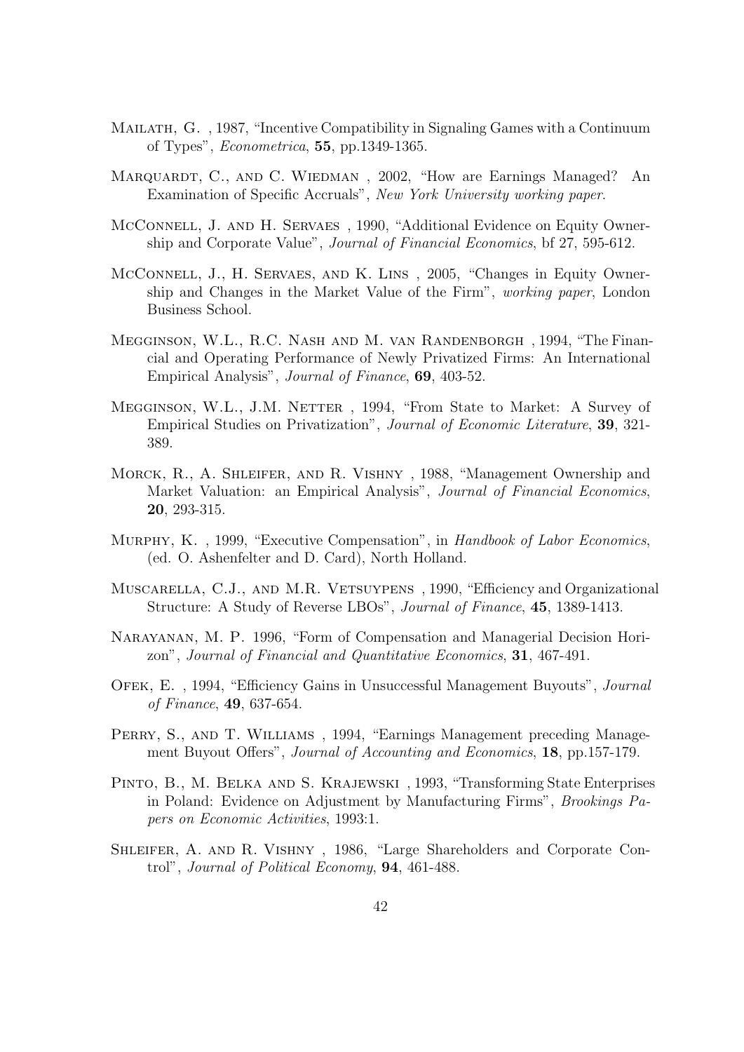Mailath, G. , 1987, "Incentive Compatibility in Signaling Games with a Continuum of Types", *Econometrica*, **55**, pp.1349-1365.

Marquardt, C., and C. Wiedman , 2002, "How are Earnings Managed? An Examination of Specific Accruals", *New York University working paper*.

McConnell, J. and H. Servaes , 1990, "Additional Evidence on Equity Ownership and Corporate Value", *Journal of Financial Economics*, bf 27, 595-612.

McConnell, J., H. Servaes, and K. Lins , 2005, "Changes in Equity Ownership and Changes in the Market Value of the Firm", *working paper*, London Business School.

Megginson, W.L., R.C. Nash and M. van Randenborgh , 1994, "The Financial and Operating Performance of Newly Privatized Firms: An International Empirical Analysis", *Journal of Finance*, **69**, 403-52.

Megginson, W.L., J.M. Netter , 1994, "From State to Market: A Survey of Empirical Studies on Privatization", *Journal of Economic Literature*, **39**, 321-389.

Morck, R., A. Shleifer, and R. Vishny , 1988, "Management Ownership and Market Valuation: an Empirical Analysis", *Journal of Financial Economics*, **20**, 293-315.

Murphy, K. , 1999, "Executive Compensation", in *Handbook of Labor Economics*, (ed. O. Ashenfelter and D. Card), North Holland.

Muscarella, C.J., and M.R. Vetsuypens , 1990, "Efficiency and Organizational Structure: A Study of Reverse LBOs", *Journal of Finance*, **45**, 1389-1413.

Narayanan, M. P. 1996, "Form of Compensation and Managerial Decision Horizon", *Journal of Financial and Quantitative Economics*, **31**, 467-491.

Ofek, E. , 1994, "Efficiency Gains in Unsuccessful Management Buyouts", *Journal of Finance*, **49**, 637-654.

Perry, S., and T. Williams , 1994, "Earnings Management preceding Management Buyout Offers", *Journal of Accounting and Economics*, **18**, pp.157-179.

Pinto, B., M. Belka and S. Krajewski , 1993, "Transforming State Enterprises in Poland: Evidence on Adjustment by Manufacturing Firms", *Brookings Papers on Economic Activities*, 1993:1.

Shleifer, A. and R. Vishny , 1986, "Large Shareholders and Corporate Control", *Journal of Political Economy*, **94**, 461-488.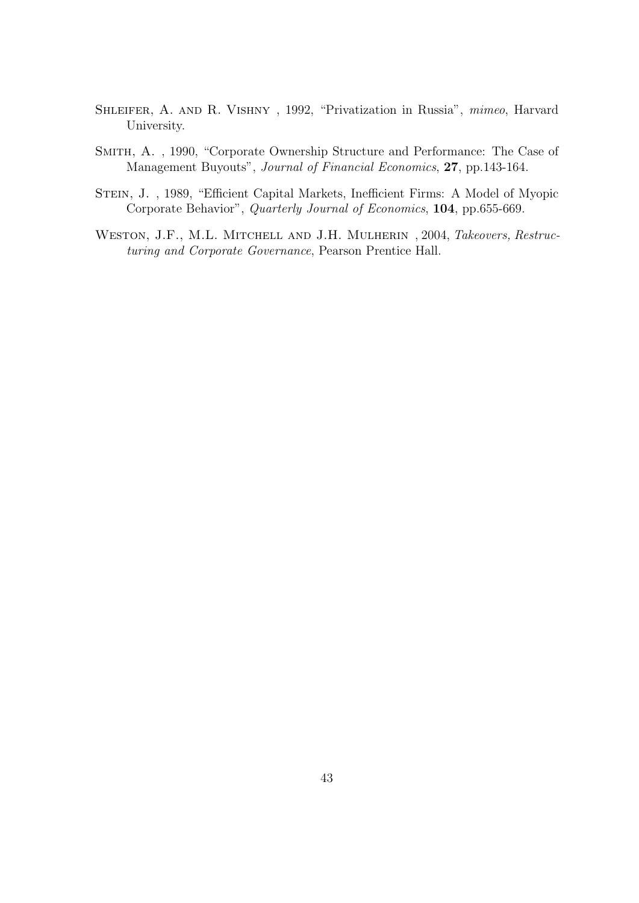Shleifer, A. and R. Vishny , 1992, "Privatization in Russia", *mimeo*, Harvard University.

Smith, A. , 1990, "Corporate Ownership Structure and Performance: The Case of Management Buyouts", *Journal of Financial Economics*, **27**, pp.143-164.

Stein, J. , 1989, "Efficient Capital Markets, Inefficient Firms: A Model of Myopic Corporate Behavior", *Quarterly Journal of Economics*, **104**, pp.655-669.

Weston, J.F., M.L. Mitchell and J.H. Mulherin , 2004, *Takeovers, Restructuring and Corporate Governance*, Pearson Prentice Hall.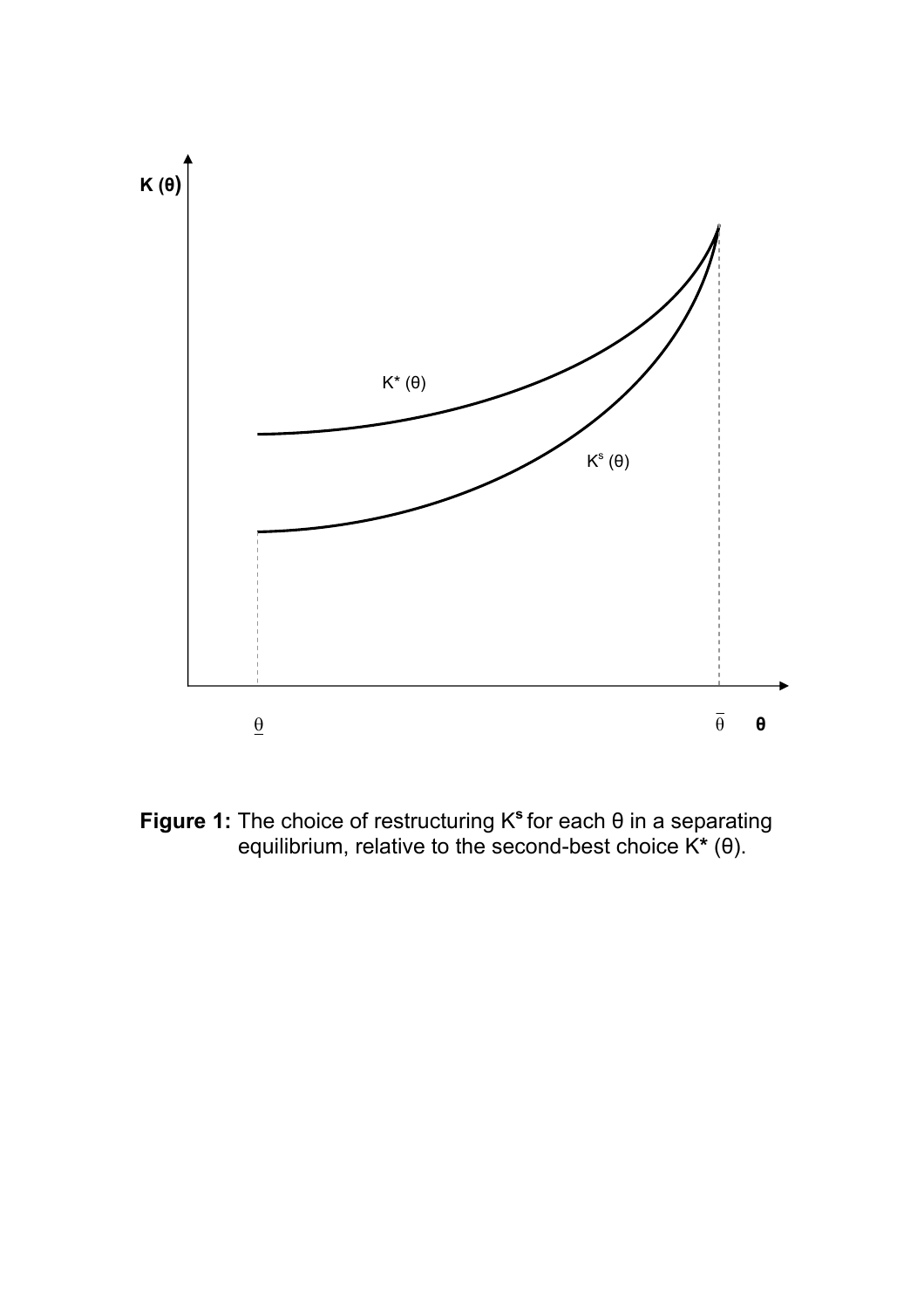K (θ)

K* (θ)

$K^s$ (θ)

$\underline{\theta}$

$\bar{\theta}$

**θ**

**Figure 1:** The choice of restructuring $K^s$ for each θ in a separating equilibrium, relative to the second-best choice K* (θ).